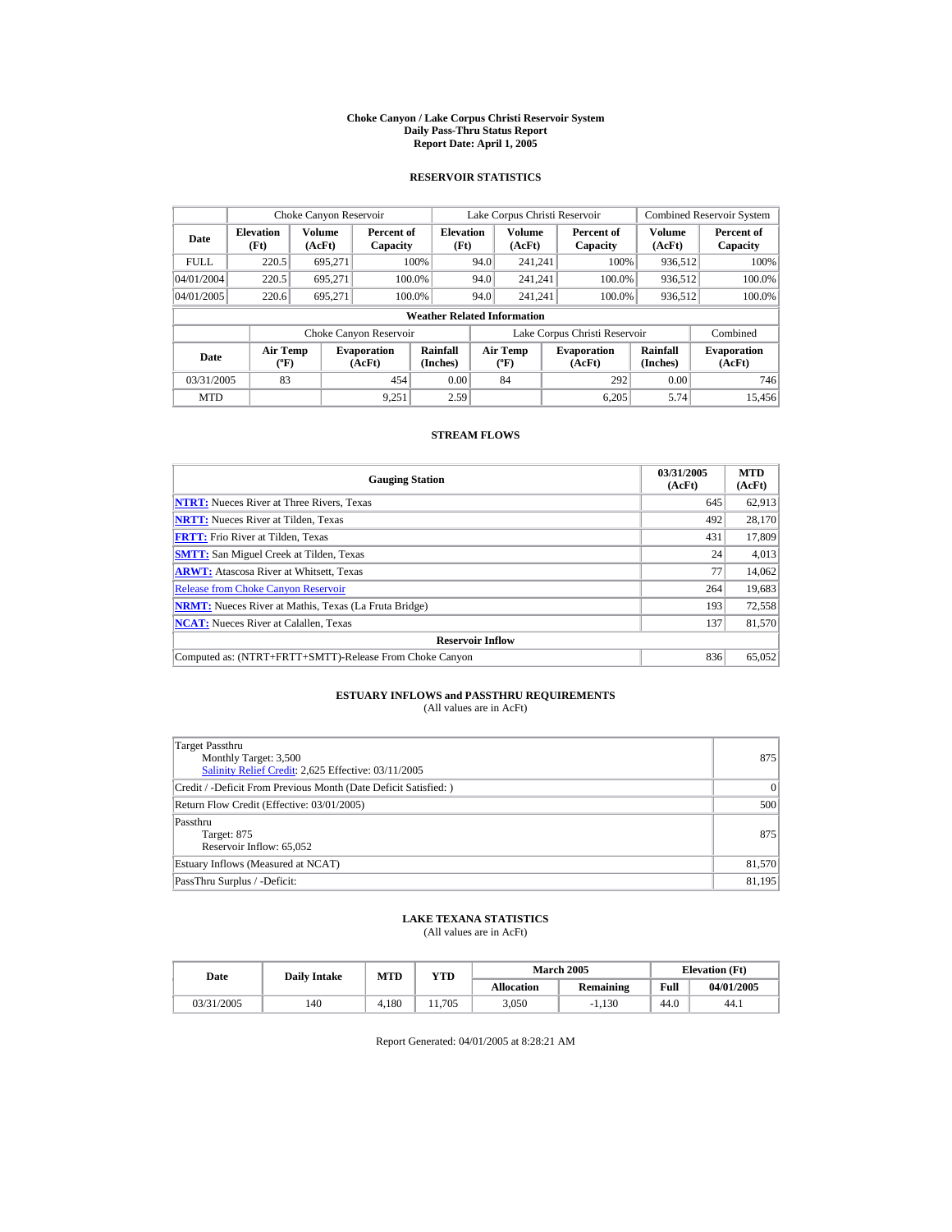# Choke Canyon / Lake Corpus Christi Reservoir System
## Daily Pass-Thru Status Report
## Report Date: April 1, 2005

### RESERVOIR STATISTICS

| Date | Choke Canyon Reservoir | | | Lake Corpus Christi Reservoir | | | Combined Reservoir System | |
|---|---|---|---|---|---|---|---|---|
| | Elevation (Ft) | Volume (AcFt) | Percent of Capacity | Elevation (Ft) | Volume (AcFt) | Percent of Capacity | Volume (AcFt) | Percent of Capacity |
| FULL | 220.5 | 695,271 | 100% | 94.0 | 241,241 | 100% | 936,512 | 100% |
| 04/01/2004 | 220.5 | 695,271 | 100.0% | 94.0 | 241,241 | 100.0% | 936,512 | 100.0% |
| 04/01/2005 | 220.6 | 695,271 | 100.0% | 94.0 | 241,241 | 100.0% | 936,512 | 100.0% |

**Weather Related Information**

| Date | Choke Canyon Reservoir | | | Lake Corpus Christi Reservoir | | | Combined |
|---|---|---|---|---|---|---|---|
| | Air Temp (ºF) | Evaporation (AcFt) | Rainfall (Inches) | Air Temp (ºF) | Evaporation (AcFt) | Rainfall (Inches) | Evaporation (AcFt) |
| 03/31/2005 | 83 | 454 | 0.00 | 84 | 292 | 0.00 | 746 |
| MTD | | 9,251 | 2.59 | | 6,205 | 5.74 | 15,456 |

### STREAM FLOWS

| Gauging Station | 03/31/2005 (AcFt) | MTD (AcFt) |
|---|---|---|
| NTRT: Nueces River at Three Rivers, Texas | 645 | 62,913 |
| NRTT: Nueces River at Tilden, Texas | 492 | 28,170 |
| FRTT: Frio River at Tilden, Texas | 431 | 17,809 |
| SMTT: San Miguel Creek at Tilden, Texas | 24 | 4,013 |
| ARWT: Atascosa River at Whitsett, Texas | 77 | 14,062 |
| Release from Choke Canyon Reservoir | 264 | 19,683 |
| NRMT: Nueces River at Mathis, Texas (La Fruta Bridge) | 193 | 72,558 |
| NCAT: Nueces River at Calallen, Texas | 137 | 81,570 |
| **Reservoir Inflow** | | |
| Computed as: (NTRT+FRTT+SMTT)-Release From Choke Canyon | 836 | 65,052 |

### ESTUARY INFLOWS and PASSTHRU REQUIREMENTS
(All values are in AcFt)

| | |
|---|---|
| Target Passthru<br>Monthly Target: 3,500<br>Salinity Relief Credit: 2,625 Effective: 03/11/2005 | 875 |
| Credit / -Deficit From Previous Month (Date Deficit Satisfied: ) | 0 |
| Return Flow Credit (Effective: 03/01/2005) | 500 |
| Passthru<br>Target: 875<br>Reservoir Inflow: 65,052 | 875 |
| Estuary Inflows (Measured at NCAT) | 81,570 |
| PassThru Surplus / -Deficit: | 81,195 |

### LAKE TEXANA STATISTICS
(All values are in AcFt)

| Date | Daily Intake | MTD | YTD | March 2005 | | Elevation (Ft) | |
|---|---|---|---|---|---|---|---|
| | | | | Allocation | Remaining | Full | 04/01/2005 |
| 03/31/2005 | 140 | 4,180 | 11,705 | 3,050 | -1,130 | 44.0 | 44.1 |

Report Generated: 04/01/2005 at 8:28:21 AM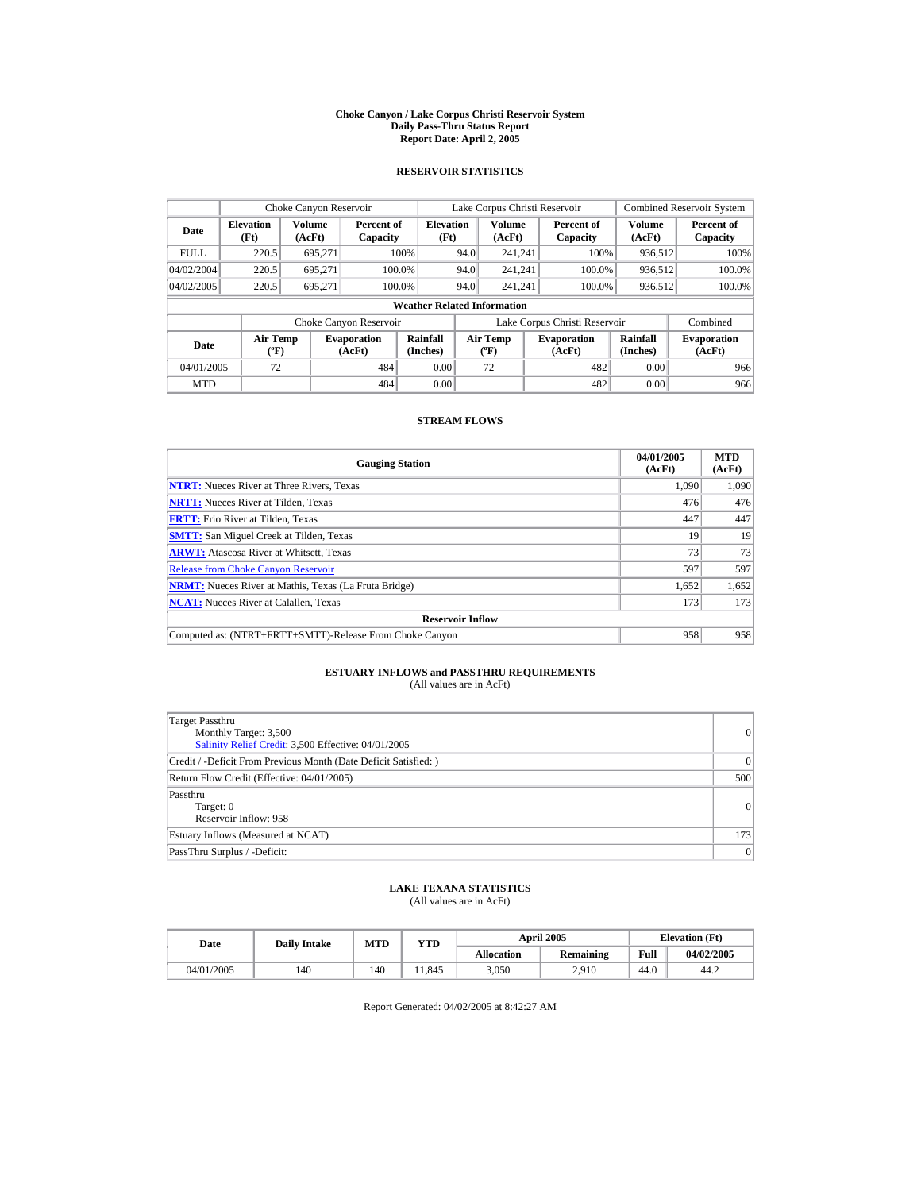# Choke Canyon / Lake Corpus Christi Reservoir System
## Daily Pass-Thru Status Report
### Report Date: April 2, 2005

## RESERVOIR STATISTICS

| Date | Choke Canyon Reservoir | | | Lake Corpus Christi Reservoir | | | Combined Reservoir System | |
|---|---|---|---|---|---|---|---|---|
| | Elevation (Ft) | Volume (AcFt) | Percent of Capacity | Elevation (Ft) | Volume (AcFt) | Percent of Capacity | Volume (AcFt) | Percent of Capacity |
| FULL | 220.5 | 695,271 | 100% | 94.0 | 241,241 | 100% | 936,512 | 100% |
| 04/02/2004 | 220.5 | 695,271 | 100.0% | 94.0 | 241,241 | 100.0% | 936,512 | 100.0% |
| 04/02/2005 | 220.5 | 695,271 | 100.0% | 94.0 | 241,241 | 100.0% | 936,512 | 100.0% |

**Weather Related Information**

| Date | Choke Canyon Reservoir | | | Lake Corpus Christi Reservoir | | | Combined |
|---|---|---|---|---|---|---|---|
| | Air Temp (ºF) | Evaporation (AcFt) | Rainfall (Inches) | Air Temp (ºF) | Evaporation (AcFt) | Rainfall (Inches) | Evaporation (AcFt) |
| 04/01/2005 | 72 | 484 | 0.00 | 72 | 482 | 0.00 | 966 |
| MTD | | 484 | 0.00 | | 482 | 0.00 | 966 |

## STREAM FLOWS

| Gauging Station | 04/01/2005 (AcFt) | MTD (AcFt) |
|---|---|---|
| **NTRT:** Nueces River at Three Rivers, Texas | 1,090 | 1,090 |
| **NRTT:** Nueces River at Tilden, Texas | 476 | 476 |
| **FRTT:** Frio River at Tilden, Texas | 447 | 447 |
| **SMTT:** San Miguel Creek at Tilden, Texas | 19 | 19 |
| **ARWT:** Atascosa River at Whitsett, Texas | 73 | 73 |
| Release from Choke Canyon Reservoir | 597 | 597 |
| **NRMT:** Nueces River at Mathis, Texas (La Fruta Bridge) | 1,652 | 1,652 |
| **NCAT:** Nueces River at Calallen, Texas | 173 | 173 |
| **Reservoir Inflow** | | |
| Computed as: (NTRT+FRTT+SMTT)-Release From Choke Canyon | 958 | 958 |

## ESTUARY INFLOWS and PASSTHRU REQUIREMENTS
(All values are in AcFt)

| | |
|---|---|
| Target Passthru<br>Monthly Target: 3,500<br>Salinity Relief Credit: 3,500 Effective: 04/01/2005 | 0 |
| Credit / -Deficit From Previous Month (Date Deficit Satisfied: ) | 0 |
| Return Flow Credit (Effective: 04/01/2005) | 500 |
| Passthru<br>Target: 0<br>Reservoir Inflow: 958 | 0 |
| Estuary Inflows (Measured at NCAT) | 173 |
| PassThru Surplus / -Deficit: | 0 |

## LAKE TEXANA STATISTICS
(All values are in AcFt)

| Date | Daily Intake | MTD | YTD | April 2005 | | Elevation (Ft) | |
|---|---|---|---|---|---|---|---|
| | | | | Allocation | Remaining | Full | 04/02/2005 |
| 04/01/2005 | 140 | 140 | 11,845 | 3,050 | 2,910 | 44.0 | 44.2 |

Report Generated: 04/02/2005 at 8:42:27 AM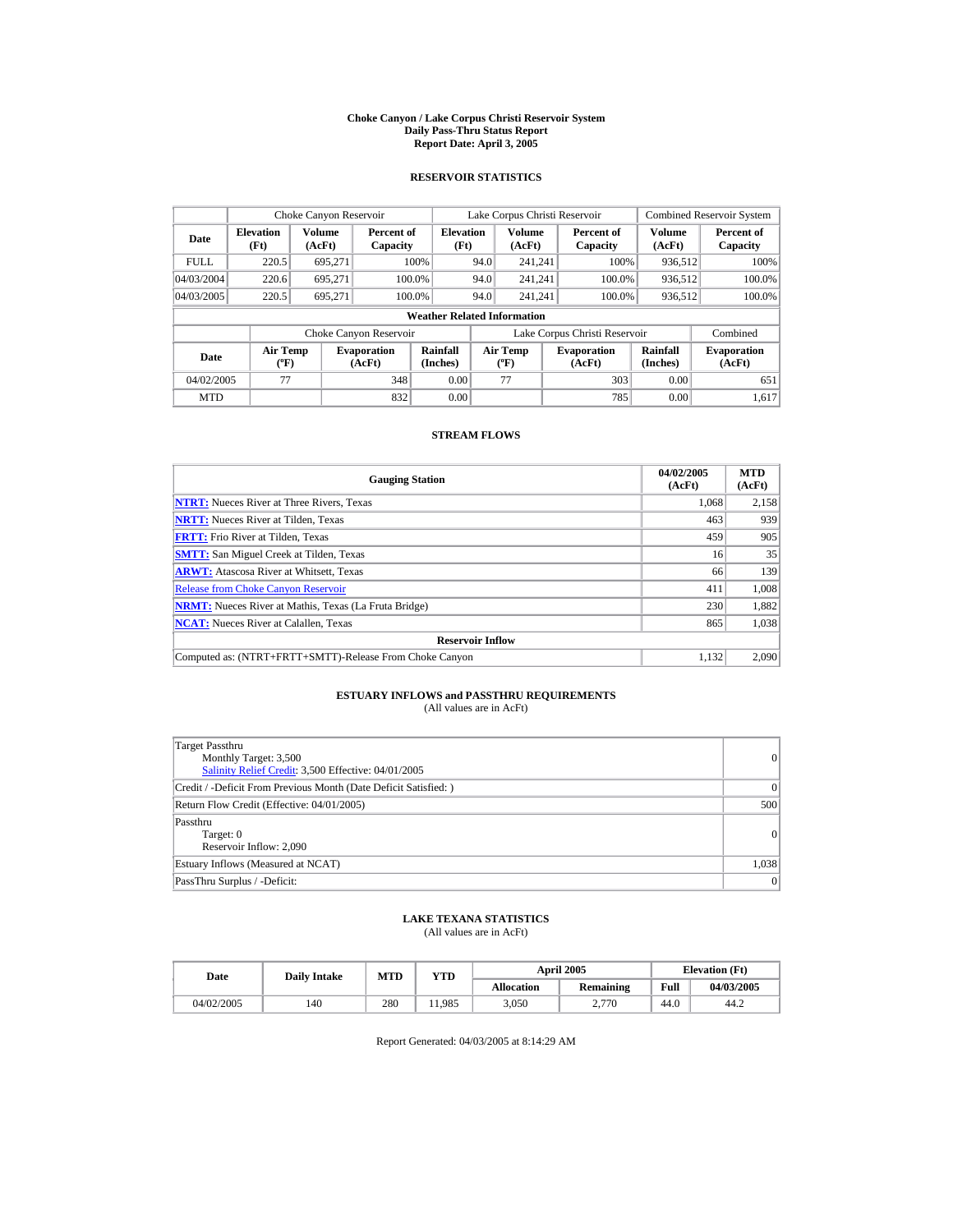# Choke Canyon / Lake Corpus Christi Reservoir System
## Daily Pass-Thru Status Report
### Report Date: April 3, 2005

## RESERVOIR STATISTICS

| Date | Choke Canyon Reservoir | | | Lake Corpus Christi Reservoir | | | Combined Reservoir System | |
|---|---|---|---|---|---|---|---|---|
| | Elevation (Ft) | Volume (AcFt) | Percent of Capacity | Elevation (Ft) | Volume (AcFt) | Percent of Capacity | Volume (AcFt) | Percent of Capacity |
| FULL | 220.5 | 695,271 | 100% | 94.0 | 241,241 | 100% | 936,512 | 100% |
| 04/03/2004 | 220.6 | 695,271 | 100.0% | 94.0 | 241,241 | 100.0% | 936,512 | 100.0% |
| 04/03/2005 | 220.5 | 695,271 | 100.0% | 94.0 | 241,241 | 100.0% | 936,512 | 100.0% |

### Weather Related Information

| Date | Choke Canyon Reservoir | | | Lake Corpus Christi Reservoir | | | Combined |
|---|---|---|---|---|---|---|---|
| | Air Temp (ºF) | Evaporation (AcFt) | Rainfall (Inches) | Air Temp (ºF) | Evaporation (AcFt) | Rainfall (Inches) | Evaporation (AcFt) |
| 04/02/2005 | 77 | 348 | 0.00 | 77 | 303 | 0.00 | 651 |
| MTD | | 832 | 0.00 | | 785 | 0.00 | 1,617 |

## STREAM FLOWS

| Gauging Station | 04/02/2005 (AcFt) | MTD (AcFt) |
|---|---|---|
| **NTRT:** Nueces River at Three Rivers, Texas | 1,068 | 2,158 |
| **NRTT:** Nueces River at Tilden, Texas | 463 | 939 |
| **FRTT:** Frio River at Tilden, Texas | 459 | 905 |
| **SMTT:** San Miguel Creek at Tilden, Texas | 16 | 35 |
| **ARWT:** Atascosa River at Whitsett, Texas | 66 | 139 |
| Release from Choke Canyon Reservoir | 411 | 1,008 |
| **NRMT:** Nueces River at Mathis, Texas (La Fruta Bridge) | 230 | 1,882 |
| **NCAT:** Nueces River at Calallen, Texas | 865 | 1,038 |
| **Reservoir Inflow** | | |
| Computed as: (NTRT+FRTT+SMTT)-Release From Choke Canyon | 1,132 | 2,090 |

## ESTUARY INFLOWS and PASSTHRU REQUIREMENTS
(All values are in AcFt)

| | |
|---|---|
| Target Passthru<br>Monthly Target: 3,500<br>Salinity Relief Credit: 3,500 Effective: 04/01/2005 | 0 |
| Credit / -Deficit From Previous Month (Date Deficit Satisfied: ) | 0 |
| Return Flow Credit (Effective: 04/01/2005) | 500 |
| Passthru<br>Target: 0<br>Reservoir Inflow: 2,090 | 0 |
| Estuary Inflows (Measured at NCAT) | 1,038 |
| PassThru Surplus / -Deficit: | 0 |

## LAKE TEXANA STATISTICS
(All values are in AcFt)

| Date | Daily Intake | MTD | YTD | April 2005 | | Elevation (Ft) | |
|---|---|---|---|---|---|---|---|
| | | | | Allocation | Remaining | Full | 04/03/2005 |
| 04/02/2005 | 140 | 280 | 11,985 | 3,050 | 2,770 | 44.0 | 44.2 |

Report Generated: 04/03/2005 at 8:14:29 AM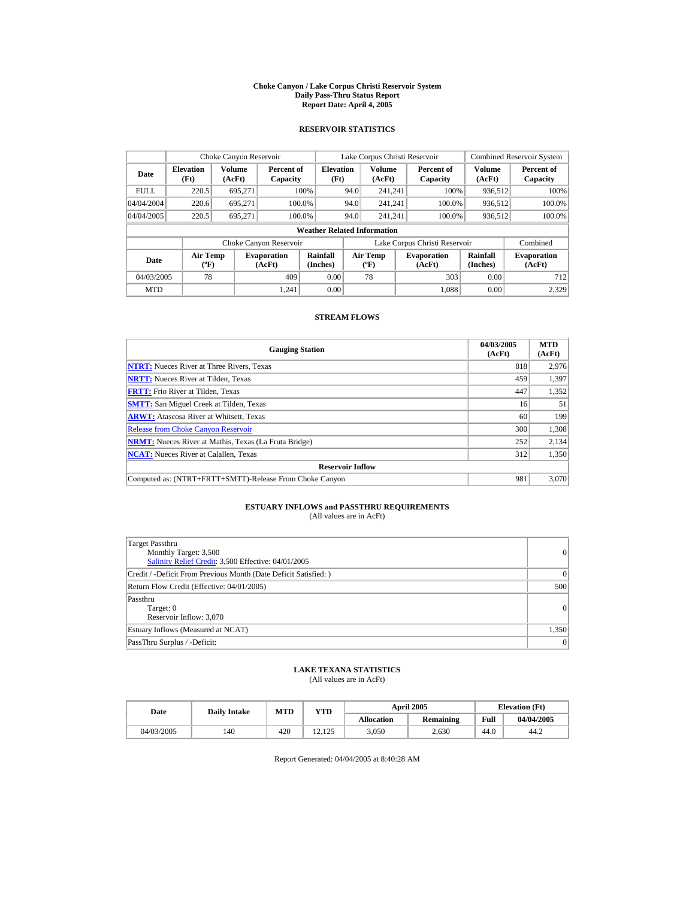# Choke Canyon / Lake Corpus Christi Reservoir System
## Daily Pass-Thru Status Report
## Report Date: April 4, 2005

### RESERVOIR STATISTICS

| | Choke Canyon Reservoir | | | Lake Corpus Christi Reservoir | | | Combined Reservoir System | |
|---|---|---|---|---|---|---|---|---|
| Date | Elevation (Ft) | Volume (AcFt) | Percent of Capacity | Elevation (Ft) | Volume (AcFt) | Percent of Capacity | Volume (AcFt) | Percent of Capacity |
| FULL | 220.5 | 695,271 | 100% | 94.0 | 241,241 | 100% | 936,512 | 100% |
| 04/04/2004 | 220.6 | 695,271 | 100.0% | 94.0 | 241,241 | 100.0% | 936,512 | 100.0% |
| 04/04/2005 | 220.5 | 695,271 | 100.0% | 94.0 | 241,241 | 100.0% | 936,512 | 100.0% |

**Weather Related Information**

| | Choke Canyon Reservoir | | | Lake Corpus Christi Reservoir | | | Combined |
|---|---|---|---|---|---|---|---|
| Date | Air Temp (ºF) | Evaporation (AcFt) | Rainfall (Inches) | Air Temp (ºF) | Evaporation (AcFt) | Rainfall (Inches) | Evaporation (AcFt) |
| 04/03/2005 | 78 | 409 | 0.00 | 78 | 303 | 0.00 | 712 |
| MTD | | 1,241 | 0.00 | | 1,088 | 0.00 | 2,329 |

### STREAM FLOWS

| Gauging Station | 04/03/2005 (AcFt) | MTD (AcFt) |
|---|---|---|
| **NTRT:** Nueces River at Three Rivers, Texas | 818 | 2,976 |
| **NRTT:** Nueces River at Tilden, Texas | 459 | 1,397 |
| **FRTT:** Frio River at Tilden, Texas | 447 | 1,352 |
| **SMTT:** San Miguel Creek at Tilden, Texas | 16 | 51 |
| **ARWT:** Atascosa River at Whitsett, Texas | 60 | 199 |
| Release from Choke Canyon Reservoir | 300 | 1,308 |
| **NRMT:** Nueces River at Mathis, Texas (La Fruta Bridge) | 252 | 2,134 |
| **NCAT:** Nueces River at Calallen, Texas | 312 | 1,350 |
| **Reservoir Inflow** | | |
| Computed as: (NTRT+FRTT+SMTT)-Release From Choke Canyon | 981 | 3,070 |

### ESTUARY INFLOWS and PASSTHRU REQUIREMENTS
(All values are in AcFt)

| | |
|---|---|
| Target Passthru<br>Monthly Target: 3,500<br>Salinity Relief Credit: 3,500 Effective: 04/01/2005 | 0 |
| Credit / -Deficit From Previous Month (Date Deficit Satisfied: ) | 0 |
| Return Flow Credit (Effective: 04/01/2005) | 500 |
| Passthru<br>Target: 0<br>Reservoir Inflow: 3,070 | 0 |
| Estuary Inflows (Measured at NCAT) | 1,350 |
| PassThru Surplus / -Deficit: | 0 |

### LAKE TEXANA STATISTICS
(All values are in AcFt)

| Date | Daily Intake | MTD | YTD | April 2005 | | Elevation (Ft) | |
|---|---|---|---|---|---|---|---|
| | | | | Allocation | Remaining | Full | 04/04/2005 |
| 04/03/2005 | 140 | 420 | 12,125 | 3,050 | 2,630 | 44.0 | 44.2 |

Report Generated: 04/04/2005 at 8:40:28 AM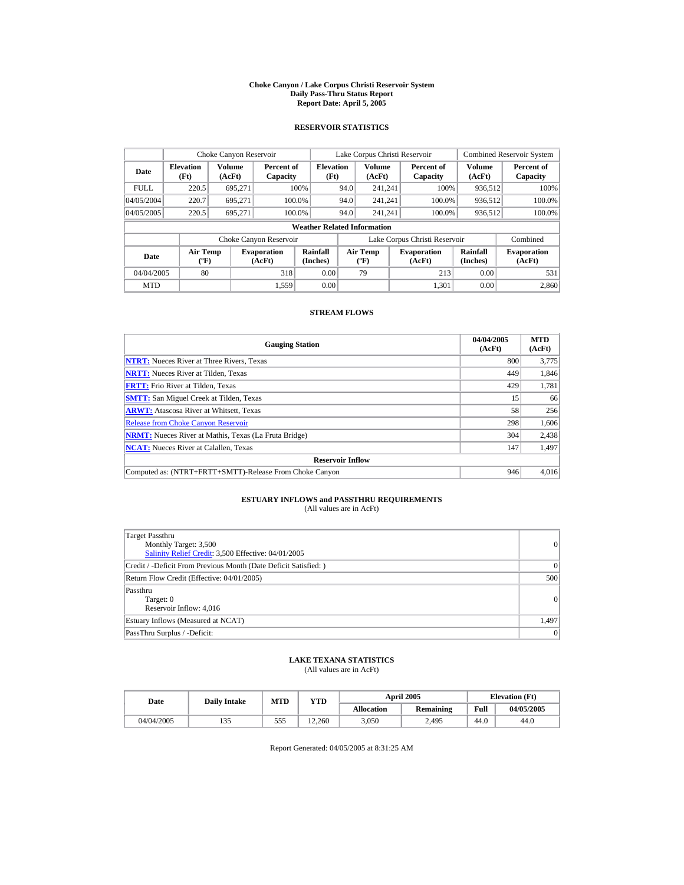# Choke Canyon / Lake Corpus Christi Reservoir System
## Daily Pass-Thru Status Report
## Report Date: April 5, 2005

### RESERVOIR STATISTICS

| Date | Choke Canyon Reservoir | | | Lake Corpus Christi Reservoir | | | Combined Reservoir System | |
|---|---|---|---|---|---|---|---|---|
| | Elevation (Ft) | Volume (AcFt) | Percent of Capacity | Elevation (Ft) | Volume (AcFt) | Percent of Capacity | Volume (AcFt) | Percent of Capacity |
| FULL | 220.5 | 695,271 | 100% | 94.0 | 241,241 | 100% | 936,512 | 100% |
| 04/05/2004 | 220.7 | 695,271 | 100.0% | 94.0 | 241,241 | 100.0% | 936,512 | 100.0% |
| 04/05/2005 | 220.5 | 695,271 | 100.0% | 94.0 | 241,241 | 100.0% | 936,512 | 100.0% |

**Weather Related Information**

| Date | Choke Canyon Reservoir | | | Lake Corpus Christi Reservoir | | | Combined |
|---|---|---|---|---|---|---|---|
| | Air Temp (ºF) | Evaporation (AcFt) | Rainfall (Inches) | Air Temp (ºF) | Evaporation (AcFt) | Rainfall (Inches) | Evaporation (AcFt) |
| 04/04/2005 | 80 | 318 | 0.00 | 79 | 213 | 0.00 | 531 |
| MTD | | 1,559 | 0.00 | | 1,301 | 0.00 | 2,860 |

### STREAM FLOWS

| Gauging Station | 04/04/2005 (AcFt) | MTD (AcFt) |
|---|---|---|
| **NTRT:** Nueces River at Three Rivers, Texas | 800 | 3,775 |
| **NRTT:** Nueces River at Tilden, Texas | 449 | 1,846 |
| **FRTT:** Frio River at Tilden, Texas | 429 | 1,781 |
| **SMTT:** San Miguel Creek at Tilden, Texas | 15 | 66 |
| **ARWT:** Atascosa River at Whitsett, Texas | 58 | 256 |
| Release from Choke Canyon Reservoir | 298 | 1,606 |
| **NRMT:** Nueces River at Mathis, Texas (La Fruta Bridge) | 304 | 2,438 |
| **NCAT:** Nueces River at Calallen, Texas | 147 | 1,497 |
| **Reservoir Inflow** | | |
| Computed as: (NTRT+FRTT+SMTT)-Release From Choke Canyon | 946 | 4,016 |

### ESTUARY INFLOWS and PASSTHRU REQUIREMENTS
(All values are in AcFt)

| | |
|---|---|
| Target Passthru<br>Monthly Target: 3,500<br>Salinity Relief Credit: 3,500 Effective: 04/01/2005 | 0 |
| Credit / -Deficit From Previous Month (Date Deficit Satisfied: ) | 0 |
| Return Flow Credit (Effective: 04/01/2005) | 500 |
| Passthru<br>Target: 0<br>Reservoir Inflow: 4,016 | 0 |
| Estuary Inflows (Measured at NCAT) | 1,497 |
| PassThru Surplus / -Deficit: | 0 |

### LAKE TEXANA STATISTICS
(All values are in AcFt)

| Date | Daily Intake | MTD | YTD | April 2005 | | Elevation (Ft) | |
|---|---|---|---|---|---|---|---|
| | | | | Allocation | Remaining | Full | 04/05/2005 |
| 04/04/2005 | 135 | 555 | 12,260 | 3,050 | 2,495 | 44.0 | 44.0 |

Report Generated: 04/05/2005 at 8:31:25 AM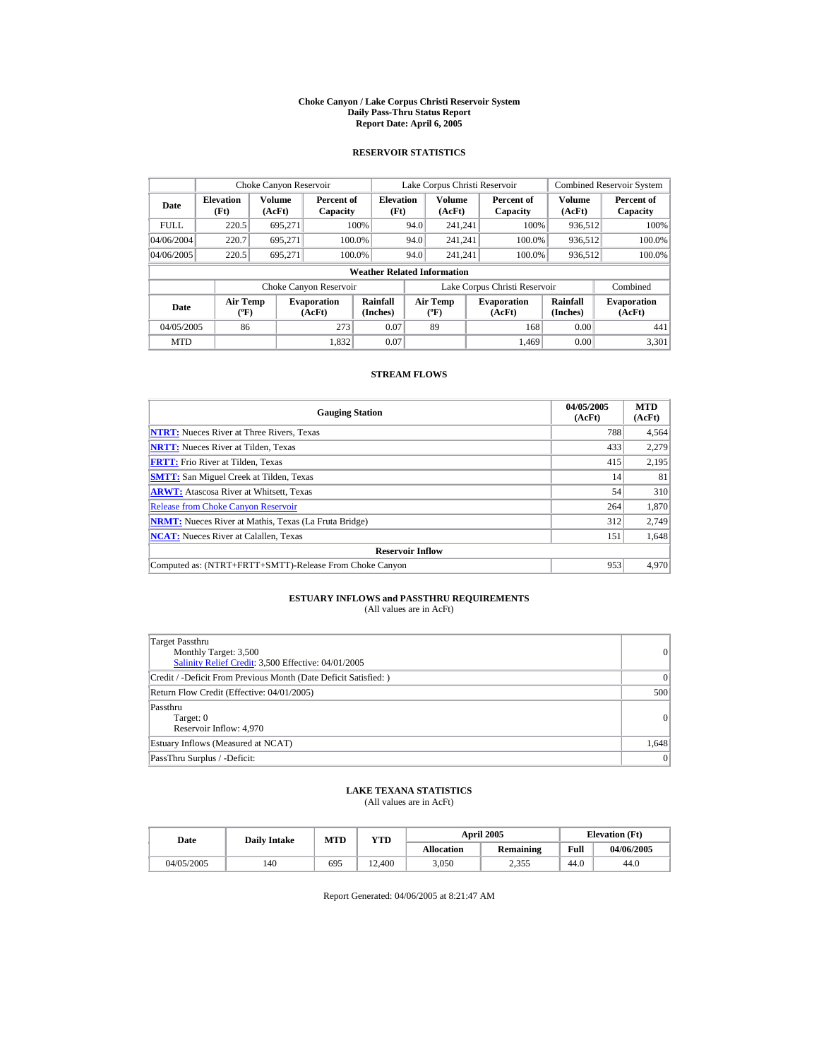# Choke Canyon / Lake Corpus Christi Reservoir System
## Daily Pass-Thru Status Report
### Report Date: April 6, 2005

## RESERVOIR STATISTICS

| Date | Choke Canyon Reservoir | | | Lake Corpus Christi Reservoir | | | Combined Reservoir System | |
|---|---|---|---|---|---|---|---|---|
| | Elevation (Ft) | Volume (AcFt) | Percent of Capacity | Elevation (Ft) | Volume (AcFt) | Percent of Capacity | Volume (AcFt) | Percent of Capacity |
| FULL | 220.5 | 695,271 | 100% | 94.0 | 241,241 | 100% | 936,512 | 100% |
| 04/06/2004 | 220.7 | 695,271 | 100.0% | 94.0 | 241,241 | 100.0% | 936,512 | 100.0% |
| 04/06/2005 | 220.5 | 695,271 | 100.0% | 94.0 | 241,241 | 100.0% | 936,512 | 100.0% |

**Weather Related Information**

| Date | Choke Canyon Reservoir | | | Lake Corpus Christi Reservoir | | | Combined |
|---|---|---|---|---|---|---|---|
| | Air Temp (ºF) | Evaporation (AcFt) | Rainfall (Inches) | Air Temp (ºF) | Evaporation (AcFt) | Rainfall (Inches) | Evaporation (AcFt) |
| 04/05/2005 | 86 | 273 | 0.07 | 89 | 168 | 0.00 | 441 |
| MTD | | 1,832 | 0.07 | | 1,469 | 0.00 | 3,301 |

## STREAM FLOWS

| Gauging Station | 04/05/2005 (AcFt) | MTD (AcFt) |
|---|---|---|
| **NTRT:** Nueces River at Three Rivers, Texas | 788 | 4,564 |
| **NRTT:** Nueces River at Tilden, Texas | 433 | 2,279 |
| **FRTT:** Frio River at Tilden, Texas | 415 | 2,195 |
| **SMTT:** San Miguel Creek at Tilden, Texas | 14 | 81 |
| **ARWT:** Atascosa River at Whitsett, Texas | 54 | 310 |
| Release from Choke Canyon Reservoir | 264 | 1,870 |
| **NRMT:** Nueces River at Mathis, Texas (La Fruta Bridge) | 312 | 2,749 |
| **NCAT:** Nueces River at Calallen, Texas | 151 | 1,648 |
| **Reservoir Inflow** | | |
| Computed as: (NTRT+FRTT+SMTT)-Release From Choke Canyon | 953 | 4,970 |

## ESTUARY INFLOWS and PASSTHRU REQUIREMENTS
(All values are in AcFt)

| | |
|---|---|
| Target Passthru<br>Monthly Target: 3,500<br>Salinity Relief Credit: 3,500 Effective: 04/01/2005 | 0 |
| Credit / -Deficit From Previous Month (Date Deficit Satisfied: ) | 0 |
| Return Flow Credit (Effective: 04/01/2005) | 500 |
| Passthru<br>Target: 0<br>Reservoir Inflow: 4,970 | 0 |
| Estuary Inflows (Measured at NCAT) | 1,648 |
| PassThru Surplus / -Deficit: | 0 |

## LAKE TEXANA STATISTICS
(All values are in AcFt)

| Date | Daily Intake | MTD | YTD | April 2005 | | Elevation (Ft) | |
|---|---|---|---|---|---|---|---|
| | | | | Allocation | Remaining | Full | 04/06/2005 |
| 04/05/2005 | 140 | 695 | 12,400 | 3,050 | 2,355 | 44.0 | 44.0 |

Report Generated: 04/06/2005 at 8:21:47 AM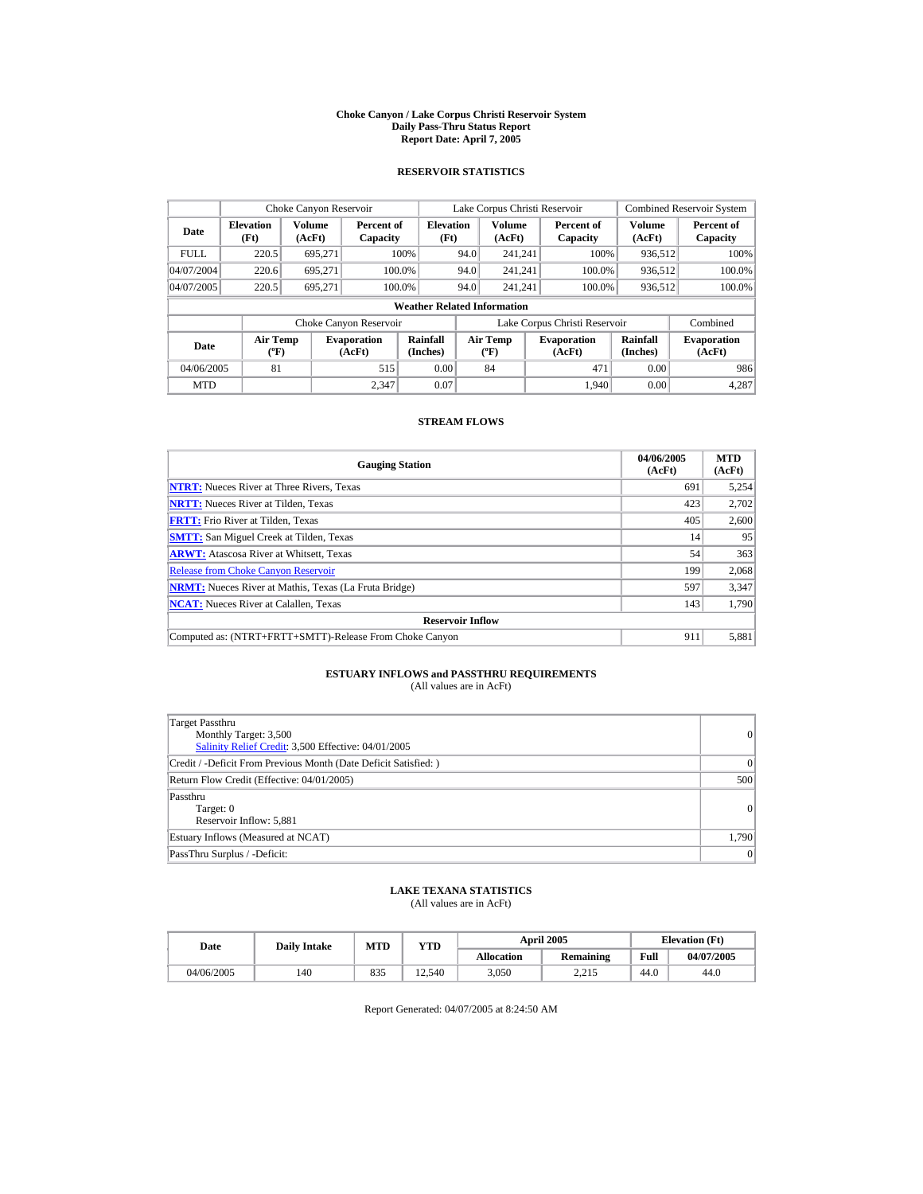# Choke Canyon / Lake Corpus Christi Reservoir System
## Daily Pass-Thru Status Report
## Report Date: April 7, 2005

### RESERVOIR STATISTICS

| Date | Choke Canyon Reservoir | | | Lake Corpus Christi Reservoir | | | Combined Reservoir System | |
|---|---|---|---|---|---|---|---|---|
| | Elevation (Ft) | Volume (AcFt) | Percent of Capacity | Elevation (Ft) | Volume (AcFt) | Percent of Capacity | Volume (AcFt) | Percent of Capacity |
| FULL | 220.5 | 695,271 | 100% | 94.0 | 241,241 | 100% | 936,512 | 100% |
| 04/07/2004 | 220.6 | 695,271 | 100.0% | 94.0 | 241,241 | 100.0% | 936,512 | 100.0% |
| 04/07/2005 | 220.5 | 695,271 | 100.0% | 94.0 | 241,241 | 100.0% | 936,512 | 100.0% |

**Weather Related Information**

| Date | Choke Canyon Reservoir | | | Lake Corpus Christi Reservoir | | | Combined |
|---|---|---|---|---|---|---|---|
| | Air Temp (ºF) | Evaporation (AcFt) | Rainfall (Inches) | Air Temp (ºF) | Evaporation (AcFt) | Rainfall (Inches) | Evaporation (AcFt) |
| 04/06/2005 | 81 | 515 | 0.00 | 84 | 471 | 0.00 | 986 |
| MTD | | 2,347 | 0.07 | | 1,940 | 0.00 | 4,287 |

### STREAM FLOWS

| Gauging Station | 04/06/2005 (AcFt) | MTD (AcFt) |
|---|---|---|
| **NTRT:** Nueces River at Three Rivers, Texas | 691 | 5,254 |
| **NRTT:** Nueces River at Tilden, Texas | 423 | 2,702 |
| **FRTT:** Frio River at Tilden, Texas | 405 | 2,600 |
| **SMTT:** San Miguel Creek at Tilden, Texas | 14 | 95 |
| **ARWT:** Atascosa River at Whitsett, Texas | 54 | 363 |
| Release from Choke Canyon Reservoir | 199 | 2,068 |
| **NRMT:** Nueces River at Mathis, Texas (La Fruta Bridge) | 597 | 3,347 |
| **NCAT:** Nueces River at Calallen, Texas | 143 | 1,790 |
| **Reservoir Inflow** | | |
| Computed as: (NTRT+FRTT+SMTT)-Release From Choke Canyon | 911 | 5,881 |

### ESTUARY INFLOWS and PASSTHRU REQUIREMENTS
(All values are in AcFt)

| | |
|---|---|
| Target Passthru<br>Monthly Target: 3,500<br>Salinity Relief Credit: 3,500 Effective: 04/01/2005 | 0 |
| Credit / -Deficit From Previous Month (Date Deficit Satisfied: ) | 0 |
| Return Flow Credit (Effective: 04/01/2005) | 500 |
| Passthru<br>Target: 0<br>Reservoir Inflow: 5,881 | 0 |
| Estuary Inflows (Measured at NCAT) | 1,790 |
| PassThru Surplus / -Deficit: | 0 |

### LAKE TEXANA STATISTICS
(All values are in AcFt)

| Date | Daily Intake | MTD | YTD | April 2005 | | Elevation (Ft) | |
|---|---|---|---|---|---|---|---|
| | | | | Allocation | Remaining | Full | 04/07/2005 |
| 04/06/2005 | 140 | 835 | 12,540 | 3,050 | 2,215 | 44.0 | 44.0 |

Report Generated: 04/07/2005 at 8:24:50 AM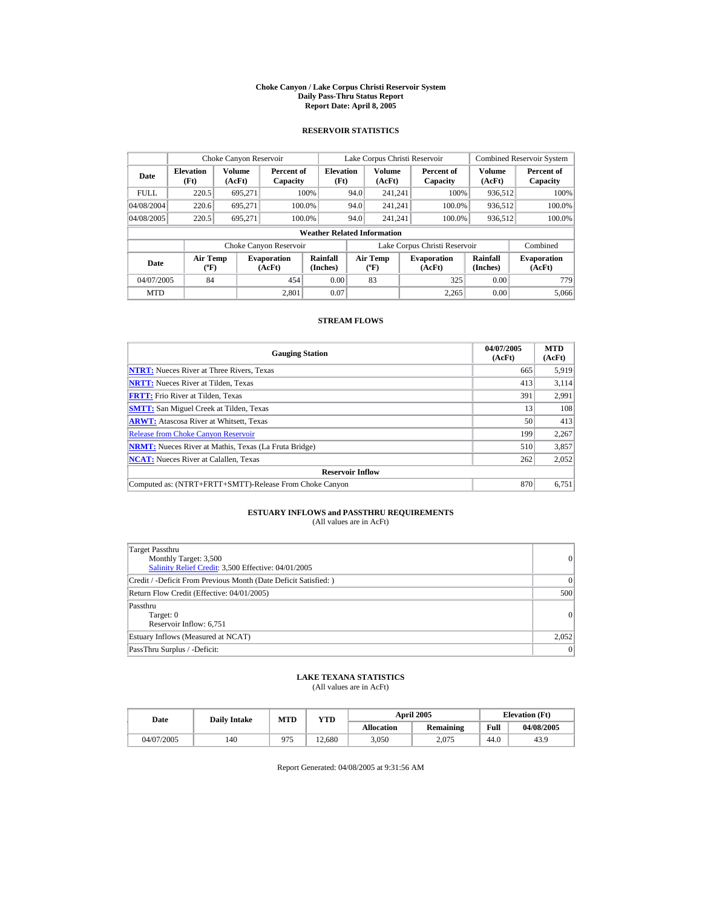# Choke Canyon / Lake Corpus Christi Reservoir System
## Daily Pass-Thru Status Report
### Report Date: April 8, 2005

## RESERVOIR STATISTICS

| | Choke Canyon Reservoir | | | Lake Corpus Christi Reservoir | | | Combined Reservoir System | |
|---|---|---|---|---|---|---|---|---|
| Date | Elevation (Ft) | Volume (AcFt) | Percent of Capacity | Elevation (Ft) | Volume (AcFt) | Percent of Capacity | Volume (AcFt) | Percent of Capacity |
| FULL | 220.5 | 695,271 | 100% | 94.0 | 241,241 | 100% | 936,512 | 100% |
| 04/08/2004 | 220.6 | 695,271 | 100.0% | 94.0 | 241,241 | 100.0% | 936,512 | 100.0% |
| 04/08/2005 | 220.5 | 695,271 | 100.0% | 94.0 | 241,241 | 100.0% | 936,512 | 100.0% |

**Weather Related Information**

| | Choke Canyon Reservoir | | | Lake Corpus Christi Reservoir | | | Combined |
|---|---|---|---|---|---|---|---|
| Date | Air Temp (ºF) | Evaporation (AcFt) | Rainfall (Inches) | Air Temp (ºF) | Evaporation (AcFt) | Rainfall (Inches) | Evaporation (AcFt) |
| 04/07/2005 | 84 | 454 | 0.00 | 83 | 325 | 0.00 | 779 |
| MTD | | 2,801 | 0.07 | | 2,265 | 0.00 | 5,066 |

## STREAM FLOWS

| Gauging Station | 04/07/2005 (AcFt) | MTD (AcFt) |
|---|---|---|
| NTRT: Nueces River at Three Rivers, Texas | 665 | 5,919 |
| NRTT: Nueces River at Tilden, Texas | 413 | 3,114 |
| FRTT: Frio River at Tilden, Texas | 391 | 2,991 |
| SMTT: San Miguel Creek at Tilden, Texas | 13 | 108 |
| ARWT: Atascosa River at Whitsett, Texas | 50 | 413 |
| Release from Choke Canyon Reservoir | 199 | 2,267 |
| NRMT: Nueces River at Mathis, Texas (La Fruta Bridge) | 510 | 3,857 |
| NCAT: Nueces River at Calallen, Texas | 262 | 2,052 |
| **Reservoir Inflow** | | |
| Computed as: (NTRT+FRTT+SMTT)-Release From Choke Canyon | 870 | 6,751 |

## ESTUARY INFLOWS and PASSTHRU REQUIREMENTS
(All values are in AcFt)

| | |
|---|---|
| Target Passthru<br>Monthly Target: 3,500<br>Salinity Relief Credit: 3,500 Effective: 04/01/2005 | 0 |
| Credit / -Deficit From Previous Month (Date Deficit Satisfied: ) | 0 |
| Return Flow Credit (Effective: 04/01/2005) | 500 |
| Passthru<br>Target: 0<br>Reservoir Inflow: 6,751 | 0 |
| Estuary Inflows (Measured at NCAT) | 2,052 |
| PassThru Surplus / -Deficit: | 0 |

## LAKE TEXANA STATISTICS
(All values are in AcFt)

| Date | Daily Intake | MTD | YTD | April 2005 | | Elevation (Ft) | |
|---|---|---|---|---|---|---|---|
| | | | | Allocation | Remaining | Full | 04/08/2005 |
| 04/07/2005 | 140 | 975 | 12,680 | 3,050 | 2,075 | 44.0 | 43.9 |

Report Generated: 04/08/2005 at 9:31:56 AM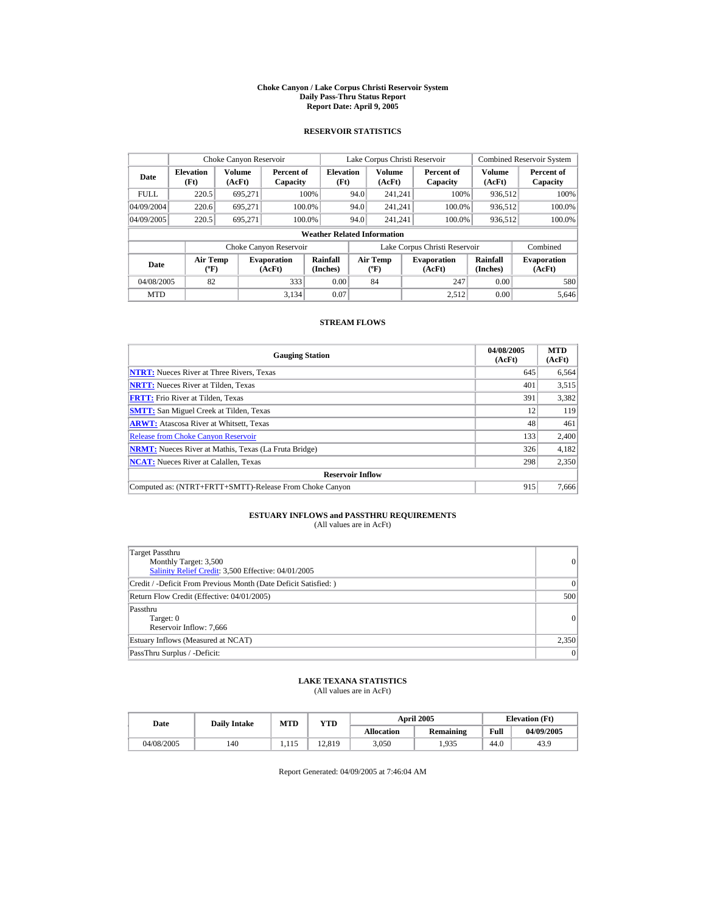# Choke Canyon / Lake Corpus Christi Reservoir System
## Daily Pass-Thru Status Report
### Report Date: April 9, 2005

## RESERVOIR STATISTICS

| Date | Choke Canyon Reservoir | | | Lake Corpus Christi Reservoir | | | Combined Reservoir System | |
|---|---|---|---|---|---|---|---|---|
| | Elevation (Ft) | Volume (AcFt) | Percent of Capacity | Elevation (Ft) | Volume (AcFt) | Percent of Capacity | Volume (AcFt) | Percent of Capacity |
| FULL | 220.5 | 695,271 | 100% | 94.0 | 241,241 | 100% | 936,512 | 100% |
| 04/09/2004 | 220.6 | 695,271 | 100.0% | 94.0 | 241,241 | 100.0% | 936,512 | 100.0% |
| 04/09/2005 | 220.5 | 695,271 | 100.0% | 94.0 | 241,241 | 100.0% | 936,512 | 100.0% |

### Weather Related Information

| Date | Choke Canyon Reservoir | | | Lake Corpus Christi Reservoir | | | Combined |
|---|---|---|---|---|---|---|---|
| | Air Temp (ºF) | Evaporation (AcFt) | Rainfall (Inches) | Air Temp (ºF) | Evaporation (AcFt) | Rainfall (Inches) | Evaporation (AcFt) |
| 04/08/2005 | 82 | 333 | 0.00 | 84 | 247 | 0.00 | 580 |
| MTD | | 3,134 | 0.07 | | 2,512 | 0.00 | 5,646 |

## STREAM FLOWS

| Gauging Station | 04/08/2005 (AcFt) | MTD (AcFt) |
|---|---|---|
| NTRT: Nueces River at Three Rivers, Texas | 645 | 6,564 |
| NRTT: Nueces River at Tilden, Texas | 401 | 3,515 |
| FRTT: Frio River at Tilden, Texas | 391 | 3,382 |
| SMTT: San Miguel Creek at Tilden, Texas | 12 | 119 |
| ARWT: Atascosa River at Whitsett, Texas | 48 | 461 |
| Release from Choke Canyon Reservoir | 133 | 2,400 |
| NRMT: Nueces River at Mathis, Texas (La Fruta Bridge) | 326 | 4,182 |
| NCAT: Nueces River at Calallen, Texas | 298 | 2,350 |
| **Reservoir Inflow** | | |
| Computed as: (NTRT+FRTT+SMTT)-Release From Choke Canyon | 915 | 7,666 |

## ESTUARY INFLOWS and PASSTHRU REQUIREMENTS
(All values are in AcFt)

| | |
|---|---|
| Target Passthru<br>Monthly Target: 3,500<br>Salinity Relief Credit: 3,500 Effective: 04/01/2005 | 0 |
| Credit / -Deficit From Previous Month (Date Deficit Satisfied: ) | 0 |
| Return Flow Credit (Effective: 04/01/2005) | 500 |
| Passthru<br>Target: 0<br>Reservoir Inflow: 7,666 | 0 |
| Estuary Inflows (Measured at NCAT) | 2,350 |
| PassThru Surplus / -Deficit: | 0 |

## LAKE TEXANA STATISTICS
(All values are in AcFt)

| Date | Daily Intake | MTD | YTD | April 2005 | | Elevation (Ft) | |
|---|---|---|---|---|---|---|---|
| | | | | Allocation | Remaining | Full | 04/09/2005 |
| 04/08/2005 | 140 | 1,115 | 12,819 | 3,050 | 1,935 | 44.0 | 43.9 |

Report Generated: 04/09/2005 at 7:46:04 AM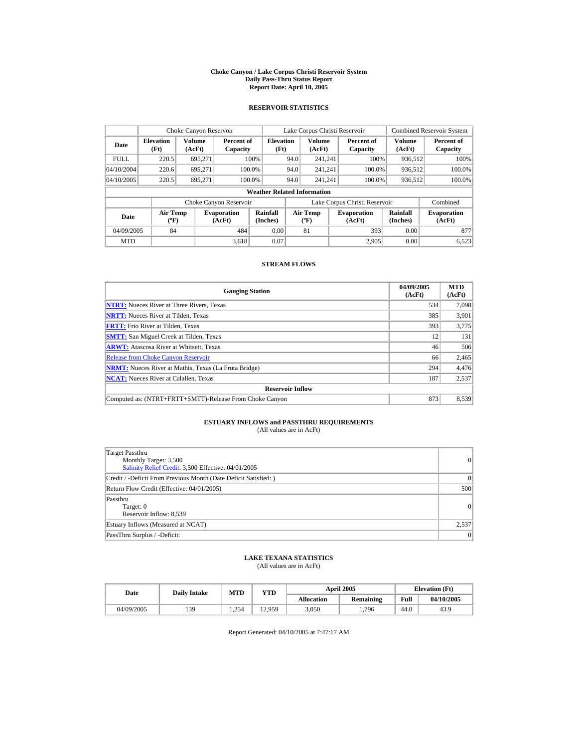# Choke Canyon / Lake Corpus Christi Reservoir System
## Daily Pass-Thru Status Report
## Report Date: April 10, 2005

### RESERVOIR STATISTICS

| Date | Choke Canyon Reservoir | | | Lake Corpus Christi Reservoir | | | Combined Reservoir System | |
|---|---|---|---|---|---|---|---|---|
| | Elevation (Ft) | Volume (AcFt) | Percent of Capacity | Elevation (Ft) | Volume (AcFt) | Percent of Capacity | Volume (AcFt) | Percent of Capacity |
| FULL | 220.5 | 695,271 | 100% | 94.0 | 241,241 | 100% | 936,512 | 100% |
| 04/10/2004 | 220.6 | 695,271 | 100.0% | 94.0 | 241,241 | 100.0% | 936,512 | 100.0% |
| 04/10/2005 | 220.5 | 695,271 | 100.0% | 94.0 | 241,241 | 100.0% | 936,512 | 100.0% |

**Weather Related Information**

| Date | Choke Canyon Reservoir | | | Lake Corpus Christi Reservoir | | | Combined |
|---|---|---|---|---|---|---|---|
| | Air Temp (ºF) | Evaporation (AcFt) | Rainfall (Inches) | Air Temp (ºF) | Evaporation (AcFt) | Rainfall (Inches) | Evaporation (AcFt) |
| 04/09/2005 | 84 | 484 | 0.00 | 81 | 393 | 0.00 | 877 |
| MTD | | 3,618 | 0.07 | | 2,905 | 0.00 | 6,523 |

### STREAM FLOWS

| Gauging Station | 04/09/2005 (AcFt) | MTD (AcFt) |
|---|---|---|
| **NTRT:** Nueces River at Three Rivers, Texas | 534 | 7,098 |
| **NRTT:** Nueces River at Tilden, Texas | 385 | 3,901 |
| **FRTT:** Frio River at Tilden, Texas | 393 | 3,775 |
| **SMTT:** San Miguel Creek at Tilden, Texas | 12 | 131 |
| **ARWT:** Atascosa River at Whitsett, Texas | 46 | 506 |
| Release from Choke Canyon Reservoir | 66 | 2,465 |
| **NRMT:** Nueces River at Mathis, Texas (La Fruta Bridge) | 294 | 4,476 |
| **NCAT:** Nueces River at Calallen, Texas | 187 | 2,537 |
| **Reservoir Inflow** | | |
| Computed as: (NTRT+FRTT+SMTT)-Release From Choke Canyon | 873 | 8,539 |

### ESTUARY INFLOWS and PASSTHRU REQUIREMENTS
(All values are in AcFt)

| | |
|---|---|
| Target Passthru<br>Monthly Target: 3,500<br>Salinity Relief Credit: 3,500 Effective: 04/01/2005 | 0 |
| Credit / -Deficit From Previous Month (Date Deficit Satisfied: ) | 0 |
| Return Flow Credit (Effective: 04/01/2005) | 500 |
| Passthru<br>Target: 0<br>Reservoir Inflow: 8,539 | 0 |
| Estuary Inflows (Measured at NCAT) | 2,537 |
| PassThru Surplus / -Deficit: | 0 |

### LAKE TEXANA STATISTICS
(All values are in AcFt)

| Date | Daily Intake | MTD | YTD | April 2005 | | Elevation (Ft) | |
|---|---|---|---|---|---|---|---|
| | | | | Allocation | Remaining | Full | 04/10/2005 |
| 04/09/2005 | 139 | 1,254 | 12,959 | 3,050 | 1,796 | 44.0 | 43.9 |

Report Generated: 04/10/2005 at 7:47:17 AM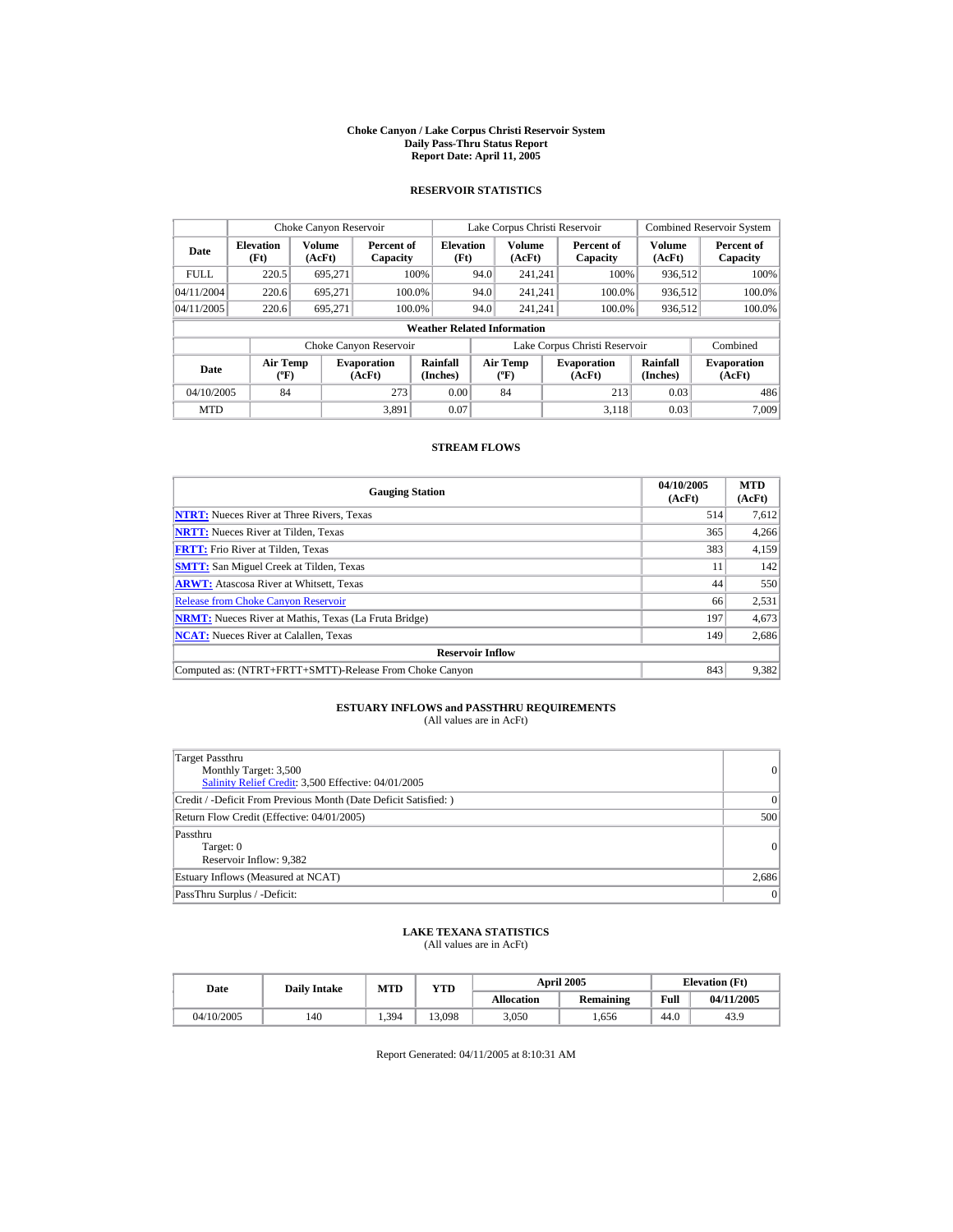# Choke Canyon / Lake Corpus Christi Reservoir System
## Daily Pass-Thru Status Report
## Report Date: April 11, 2005

### RESERVOIR STATISTICS

| Date | Choke Canyon Reservoir | | | Lake Corpus Christi Reservoir | | | Combined Reservoir System | |
|---|---|---|---|---|---|---|---|---|
| | Elevation (Ft) | Volume (AcFt) | Percent of Capacity | Elevation (Ft) | Volume (AcFt) | Percent of Capacity | Volume (AcFt) | Percent of Capacity |
| FULL | 220.5 | 695,271 | 100% | 94.0 | 241,241 | 100% | 936,512 | 100% |
| 04/11/2004 | 220.6 | 695,271 | 100.0% | 94.0 | 241,241 | 100.0% | 936,512 | 100.0% |
| 04/11/2005 | 220.6 | 695,271 | 100.0% | 94.0 | 241,241 | 100.0% | 936,512 | 100.0% |

**Weather Related Information**

| Date | Choke Canyon Reservoir | | | Lake Corpus Christi Reservoir | | | Combined |
|---|---|---|---|---|---|---|---|
| | Air Temp (ºF) | Evaporation (AcFt) | Rainfall (Inches) | Air Temp (ºF) | Evaporation (AcFt) | Rainfall (Inches) | Evaporation (AcFt) |
| 04/10/2005 | 84 | 273 | 0.00 | 84 | 213 | 0.03 | 486 |
| MTD | | 3,891 | 0.07 | | 3,118 | 0.03 | 7,009 |

### STREAM FLOWS

| Gauging Station | 04/10/2005 (AcFt) | MTD (AcFt) |
|---|---|---|
| NTRT: Nueces River at Three Rivers, Texas | 514 | 7,612 |
| NRTT: Nueces River at Tilden, Texas | 365 | 4,266 |
| FRTT: Frio River at Tilden, Texas | 383 | 4,159 |
| SMTT: San Miguel Creek at Tilden, Texas | 11 | 142 |
| ARWT: Atascosa River at Whitsett, Texas | 44 | 550 |
| Release from Choke Canyon Reservoir | 66 | 2,531 |
| NRMT: Nueces River at Mathis, Texas (La Fruta Bridge) | 197 | 4,673 |
| NCAT: Nueces River at Calallen, Texas | 149 | 2,686 |
| **Reservoir Inflow** | | |
| Computed as: (NTRT+FRTT+SMTT)-Release From Choke Canyon | 843 | 9,382 |

### ESTUARY INFLOWS and PASSTHRU REQUIREMENTS
(All values are in AcFt)

| | |
|---|---|
| Target Passthru<br>Monthly Target: 3,500<br>Salinity Relief Credit: 3,500 Effective: 04/01/2005 | 0 |
| Credit / -Deficit From Previous Month (Date Deficit Satisfied: ) | 0 |
| Return Flow Credit (Effective: 04/01/2005) | 500 |
| Passthru<br>Target: 0<br>Reservoir Inflow: 9,382 | 0 |
| Estuary Inflows (Measured at NCAT) | 2,686 |
| PassThru Surplus / -Deficit: | 0 |

### LAKE TEXANA STATISTICS
(All values are in AcFt)

| Date | Daily Intake | MTD | YTD | April 2005 | | Elevation (Ft) | |
|---|---|---|---|---|---|---|---|
| | | | | Allocation | Remaining | Full | 04/11/2005 |
| 04/10/2005 | 140 | 1,394 | 13,098 | 3,050 | 1,656 | 44.0 | 43.9 |

Report Generated: 04/11/2005 at 8:10:31 AM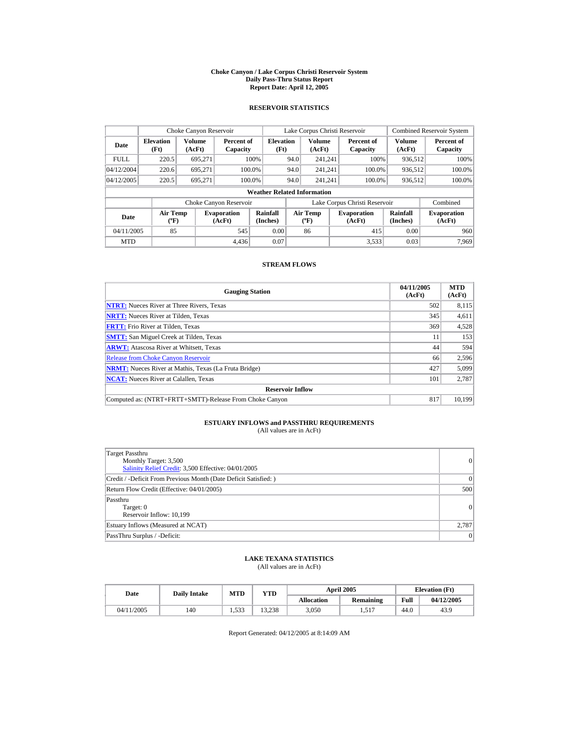# Choke Canyon / Lake Corpus Christi Reservoir System
## Daily Pass-Thru Status Report
## Report Date: April 12, 2005

### RESERVOIR STATISTICS

| Date | Choke Canyon Reservoir | | | Lake Corpus Christi Reservoir | | | Combined Reservoir System | |
|---|---|---|---|---|---|---|---|---|
| | Elevation (Ft) | Volume (AcFt) | Percent of Capacity | Elevation (Ft) | Volume (AcFt) | Percent of Capacity | Volume (AcFt) | Percent of Capacity |
| FULL | 220.5 | 695,271 | 100% | 94.0 | 241,241 | 100% | 936,512 | 100% |
| 04/12/2004 | 220.6 | 695,271 | 100.0% | 94.0 | 241,241 | 100.0% | 936,512 | 100.0% |
| 04/12/2005 | 220.5 | 695,271 | 100.0% | 94.0 | 241,241 | 100.0% | 936,512 | 100.0% |

**Weather Related Information**

| Date | Choke Canyon Reservoir | | | Lake Corpus Christi Reservoir | | | Combined |
|---|---|---|---|---|---|---|---|
| | Air Temp (ºF) | Evaporation (AcFt) | Rainfall (Inches) | Air Temp (ºF) | Evaporation (AcFt) | Rainfall (Inches) | Evaporation (AcFt) |
| 04/11/2005 | 85 | 545 | 0.00 | 86 | 415 | 0.00 | 960 |
| MTD | | 4,436 | 0.07 | | 3,533 | 0.03 | 7,969 |

### STREAM FLOWS

| Gauging Station | 04/11/2005 (AcFt) | MTD (AcFt) |
|---|---|---|
| **NTRT:** Nueces River at Three Rivers, Texas | 502 | 8,115 |
| **NRTT:** Nueces River at Tilden, Texas | 345 | 4,611 |
| **FRTT:** Frio River at Tilden, Texas | 369 | 4,528 |
| **SMTT:** San Miguel Creek at Tilden, Texas | 11 | 153 |
| **ARWT:** Atascosa River at Whitsett, Texas | 44 | 594 |
| Release from Choke Canyon Reservoir | 66 | 2,596 |
| **NRMT:** Nueces River at Mathis, Texas (La Fruta Bridge) | 427 | 5,099 |
| **NCAT:** Nueces River at Calallen, Texas | 101 | 2,787 |
| **Reservoir Inflow** | | |
| Computed as: (NTRT+FRTT+SMTT)-Release From Choke Canyon | 817 | 10,199 |

### ESTUARY INFLOWS and PASSTHRU REQUIREMENTS
(All values are in AcFt)

| | |
|---|---|
| Target Passthru<br>Monthly Target: 3,500<br>Salinity Relief Credit: 3,500 Effective: 04/01/2005 | 0 |
| Credit / -Deficit From Previous Month (Date Deficit Satisfied: ) | 0 |
| Return Flow Credit (Effective: 04/01/2005) | 500 |
| Passthru<br>Target: 0<br>Reservoir Inflow: 10,199 | 0 |
| Estuary Inflows (Measured at NCAT) | 2,787 |
| PassThru Surplus / -Deficit: | 0 |

### LAKE TEXANA STATISTICS
(All values are in AcFt)

| Date | Daily Intake | MTD | YTD | April 2005 | | Elevation (Ft) | |
|---|---|---|---|---|---|---|---|
| | | | | Allocation | Remaining | Full | 04/12/2005 |
| 04/11/2005 | 140 | 1,533 | 13,238 | 3,050 | 1,517 | 44.0 | 43.9 |

Report Generated: 04/12/2005 at 8:14:09 AM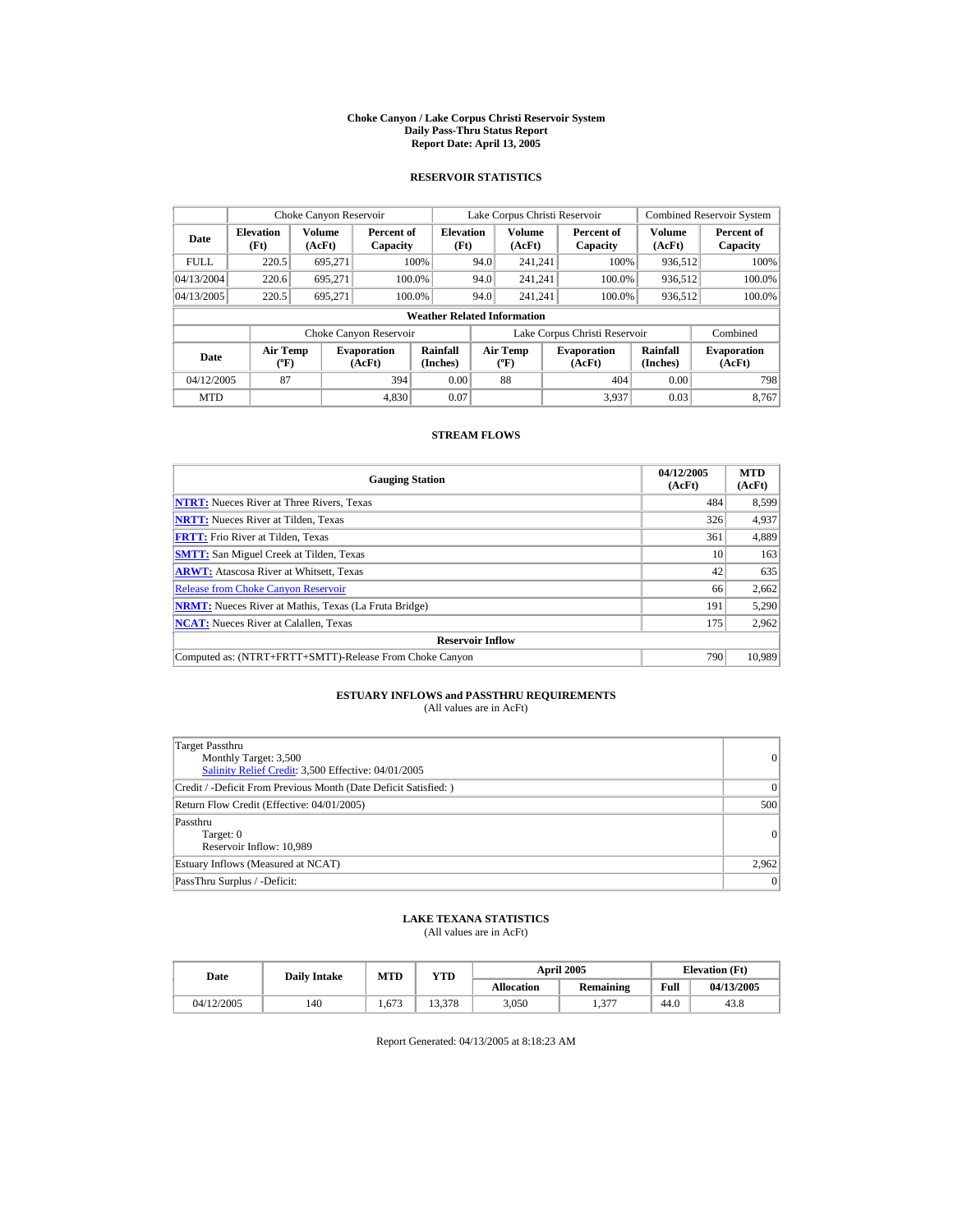# Choke Canyon / Lake Corpus Christi Reservoir System
## Daily Pass-Thru Status Report
## Report Date: April 13, 2005

### RESERVOIR STATISTICS

| Date | Choke Canyon Reservoir | | | Lake Corpus Christi Reservoir | | | Combined Reservoir System | |
|---|---|---|---|---|---|---|---|---|
| | Elevation (Ft) | Volume (AcFt) | Percent of Capacity | Elevation (Ft) | Volume (AcFt) | Percent of Capacity | Volume (AcFt) | Percent of Capacity |
| FULL | 220.5 | 695,271 | 100% | 94.0 | 241,241 | 100% | 936,512 | 100% |
| 04/13/2004 | 220.6 | 695,271 | 100.0% | 94.0 | 241,241 | 100.0% | 936,512 | 100.0% |
| 04/13/2005 | 220.5 | 695,271 | 100.0% | 94.0 | 241,241 | 100.0% | 936,512 | 100.0% |

**Weather Related Information**

| Date | Choke Canyon Reservoir | | | Lake Corpus Christi Reservoir | | | Combined |
|---|---|---|---|---|---|---|---|
| | Air Temp (ºF) | Evaporation (AcFt) | Rainfall (Inches) | Air Temp (ºF) | Evaporation (AcFt) | Rainfall (Inches) | Evaporation (AcFt) |
| 04/12/2005 | 87 | 394 | 0.00 | 88 | 404 | 0.00 | 798 |
| MTD | | 4,830 | 0.07 | | 3,937 | 0.03 | 8,767 |

### STREAM FLOWS

| Gauging Station | 04/12/2005 (AcFt) | MTD (AcFt) |
|---|---|---|
| NTRT: Nueces River at Three Rivers, Texas | 484 | 8,599 |
| NRTT: Nueces River at Tilden, Texas | 326 | 4,937 |
| FRTT: Frio River at Tilden, Texas | 361 | 4,889 |
| SMTT: San Miguel Creek at Tilden, Texas | 10 | 163 |
| ARWT: Atascosa River at Whitsett, Texas | 42 | 635 |
| Release from Choke Canyon Reservoir | 66 | 2,662 |
| NRMT: Nueces River at Mathis, Texas (La Fruta Bridge) | 191 | 5,290 |
| NCAT: Nueces River at Calallen, Texas | 175 | 2,962 |
| **Reservoir Inflow** | | |
| Computed as: (NTRT+FRTT+SMTT)-Release From Choke Canyon | 790 | 10,989 |

### ESTUARY INFLOWS and PASSTHRU REQUIREMENTS
(All values are in AcFt)

| | |
|---|---|
| Target Passthru<br>Monthly Target: 3,500<br>Salinity Relief Credit: 3,500 Effective: 04/01/2005 | 0 |
| Credit / -Deficit From Previous Month (Date Deficit Satisfied: ) | 0 |
| Return Flow Credit (Effective: 04/01/2005) | 500 |
| Passthru<br>Target: 0<br>Reservoir Inflow: 10,989 | 0 |
| Estuary Inflows (Measured at NCAT) | 2,962 |
| PassThru Surplus / -Deficit: | 0 |

### LAKE TEXANA STATISTICS
(All values are in AcFt)

| Date | Daily Intake | MTD | YTD | April 2005 | | Elevation (Ft) | |
|---|---|---|---|---|---|---|---|
| | | | | Allocation | Remaining | Full | 04/13/2005 |
| 04/12/2005 | 140 | 1,673 | 13,378 | 3,050 | 1,377 | 44.0 | 43.8 |

Report Generated: 04/13/2005 at 8:18:23 AM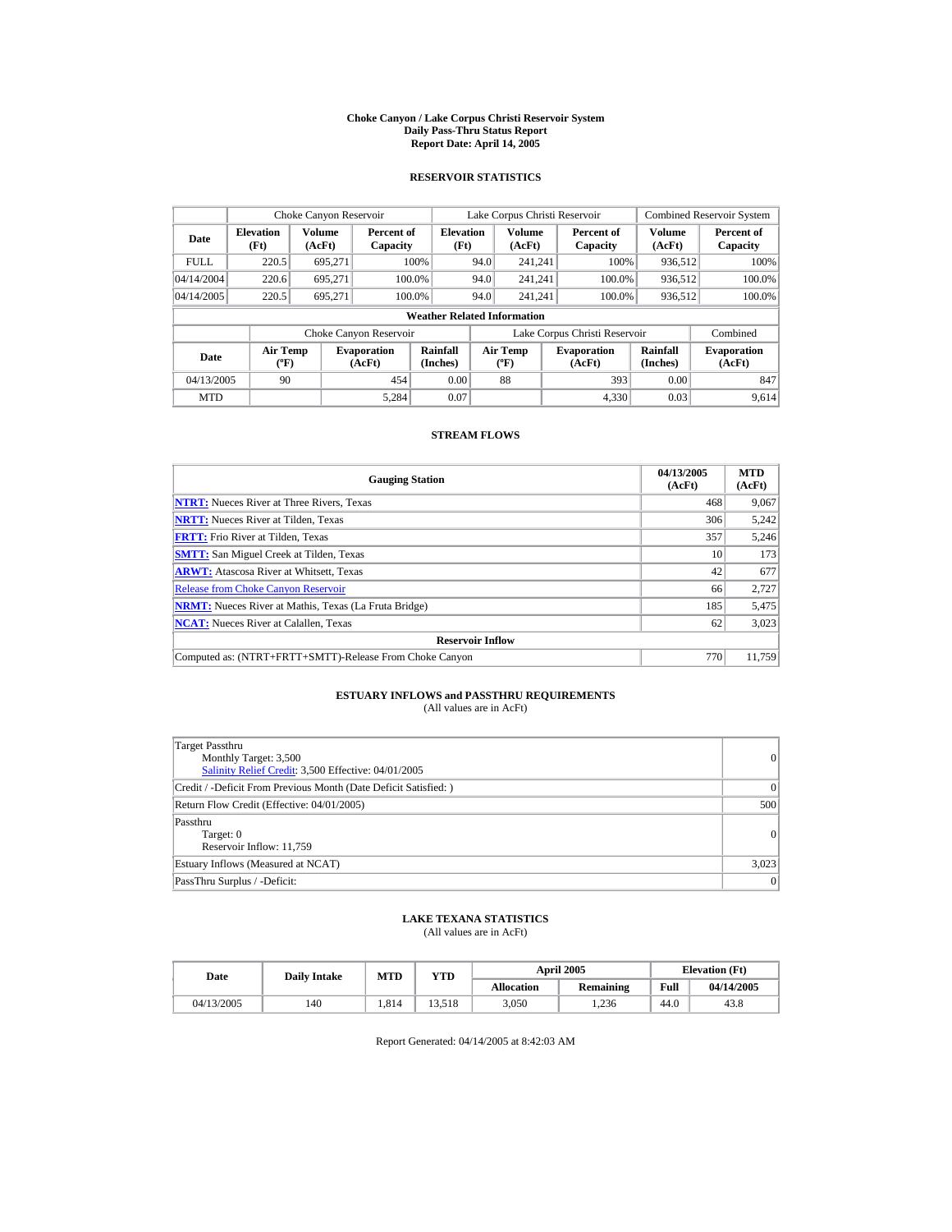# Choke Canyon / Lake Corpus Christi Reservoir System
## Daily Pass-Thru Status Report
### Report Date: April 14, 2005

## RESERVOIR STATISTICS

| | Choke Canyon Reservoir | | | Lake Corpus Christi Reservoir | | | Combined Reservoir System | |
|---|---|---|---|---|---|---|---|---|
| Date | Elevation (Ft) | Volume (AcFt) | Percent of Capacity | Elevation (Ft) | Volume (AcFt) | Percent of Capacity | Volume (AcFt) | Percent of Capacity |
| FULL | 220.5 | 695,271 | 100% | 94.0 | 241,241 | 100% | 936,512 | 100% |
| 04/14/2004 | 220.6 | 695,271 | 100.0% | 94.0 | 241,241 | 100.0% | 936,512 | 100.0% |
| 04/14/2005 | 220.5 | 695,271 | 100.0% | 94.0 | 241,241 | 100.0% | 936,512 | 100.0% |

**Weather Related Information**

| | Choke Canyon Reservoir | | | Lake Corpus Christi Reservoir | | | Combined |
|---|---|---|---|---|---|---|---|
| Date | Air Temp (ºF) | Evaporation (AcFt) | Rainfall (Inches) | Air Temp (ºF) | Evaporation (AcFt) | Rainfall (Inches) | Evaporation (AcFt) |
| 04/13/2005 | 90 | 454 | 0.00 | 88 | 393 | 0.00 | 847 |
| MTD | | 5,284 | 0.07 | | 4,330 | 0.03 | 9,614 |

## STREAM FLOWS

| Gauging Station | 04/13/2005 (AcFt) | MTD (AcFt) |
|---|---|---|
| **NTRT:** Nueces River at Three Rivers, Texas | 468 | 9,067 |
| **NRTT:** Nueces River at Tilden, Texas | 306 | 5,242 |
| **FRTT:** Frio River at Tilden, Texas | 357 | 5,246 |
| **SMTT:** San Miguel Creek at Tilden, Texas | 10 | 173 |
| **ARWT:** Atascosa River at Whitsett, Texas | 42 | 677 |
| Release from Choke Canyon Reservoir | 66 | 2,727 |
| **NRMT:** Nueces River at Mathis, Texas (La Fruta Bridge) | 185 | 5,475 |
| **NCAT:** Nueces River at Calallen, Texas | 62 | 3,023 |
| **Reservoir Inflow** | | |
| Computed as: (NTRT+FRTT+SMTT)-Release From Choke Canyon | 770 | 11,759 |

## ESTUARY INFLOWS and PASSTHRU REQUIREMENTS
(All values are in AcFt)

| | |
|---|---|
| Target Passthru<br>Monthly Target: 3,500<br>Salinity Relief Credit: 3,500 Effective: 04/01/2005 | 0 |
| Credit / -Deficit From Previous Month (Date Deficit Satisfied: ) | 0 |
| Return Flow Credit (Effective: 04/01/2005) | 500 |
| Passthru<br>Target: 0<br>Reservoir Inflow: 11,759 | 0 |
| Estuary Inflows (Measured at NCAT) | 3,023 |
| PassThru Surplus / -Deficit: | 0 |

## LAKE TEXANA STATISTICS
(All values are in AcFt)

| Date | Daily Intake | MTD | YTD | April 2005 | | Elevation (Ft) | |
|---|---|---|---|---|---|---|---|
| | | | | Allocation | Remaining | Full | 04/14/2005 |
| 04/13/2005 | 140 | 1,814 | 13,518 | 3,050 | 1,236 | 44.0 | 43.8 |

Report Generated: 04/14/2005 at 8:42:03 AM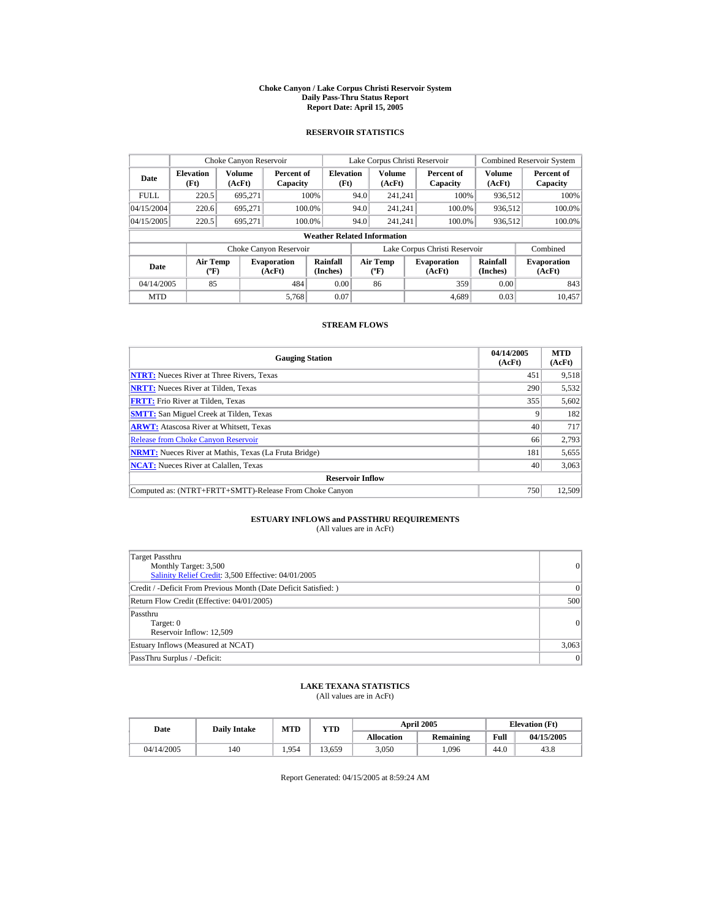# Choke Canyon / Lake Corpus Christi Reservoir System
## Daily Pass-Thru Status Report
### Report Date: April 15, 2005

## RESERVOIR STATISTICS

| Date | Choke Canyon Reservoir | | | Lake Corpus Christi Reservoir | | | Combined Reservoir System | |
|---|---|---|---|---|---|---|---|---|
| | Elevation (Ft) | Volume (AcFt) | Percent of Capacity | Elevation (Ft) | Volume (AcFt) | Percent of Capacity | Volume (AcFt) | Percent of Capacity |
| FULL | 220.5 | 695,271 | 100% | 94.0 | 241,241 | 100% | 936,512 | 100% |
| 04/15/2004 | 220.6 | 695,271 | 100.0% | 94.0 | 241,241 | 100.0% | 936,512 | 100.0% |
| 04/15/2005 | 220.5 | 695,271 | 100.0% | 94.0 | 241,241 | 100.0% | 936,512 | 100.0% |

### Weather Related Information

| Date | Choke Canyon Reservoir | | | Lake Corpus Christi Reservoir | | | Combined |
|---|---|---|---|---|---|---|---|
| | Air Temp (ºF) | Evaporation (AcFt) | Rainfall (Inches) | Air Temp (ºF) | Evaporation (AcFt) | Rainfall (Inches) | Evaporation (AcFt) |
| 04/14/2005 | 85 | 484 | 0.00 | 86 | 359 | 0.00 | 843 |
| MTD | | 5,768 | 0.07 | | 4,689 | 0.03 | 10,457 |

## STREAM FLOWS

| Gauging Station | 04/14/2005 (AcFt) | MTD (AcFt) |
|---|---|---|
| NTRT: Nueces River at Three Rivers, Texas | 451 | 9,518 |
| NRTT: Nueces River at Tilden, Texas | 290 | 5,532 |
| FRTT: Frio River at Tilden, Texas | 355 | 5,602 |
| SMTT: San Miguel Creek at Tilden, Texas | 9 | 182 |
| ARWT: Atascosa River at Whitsett, Texas | 40 | 717 |
| Release from Choke Canyon Reservoir | 66 | 2,793 |
| NRMT: Nueces River at Mathis, Texas (La Fruta Bridge) | 181 | 5,655 |
| NCAT: Nueces River at Calallen, Texas | 40 | 3,063 |
| **Reservoir Inflow** | | |
| Computed as: (NTRT+FRTT+SMTT)-Release From Choke Canyon | 750 | 12,509 |

## ESTUARY INFLOWS and PASSTHRU REQUIREMENTS
(All values are in AcFt)

| | |
|---|---|
| Target Passthru<br>Monthly Target: 3,500<br>Salinity Relief Credit: 3,500 Effective: 04/01/2005 | 0 |
| Credit / -Deficit From Previous Month (Date Deficit Satisfied: ) | 0 |
| Return Flow Credit (Effective: 04/01/2005) | 500 |
| Passthru<br>Target: 0<br>Reservoir Inflow: 12,509 | 0 |
| Estuary Inflows (Measured at NCAT) | 3,063 |
| PassThru Surplus / -Deficit: | 0 |

## LAKE TEXANA STATISTICS
(All values are in AcFt)

| Date | Daily Intake | MTD | YTD | April 2005 | | Elevation (Ft) | |
|---|---|---|---|---|---|---|---|
| | | | | Allocation | Remaining | Full | 04/15/2005 |
| 04/14/2005 | 140 | 1,954 | 13,659 | 3,050 | 1,096 | 44.0 | 43.8 |

Report Generated: 04/15/2005 at 8:59:24 AM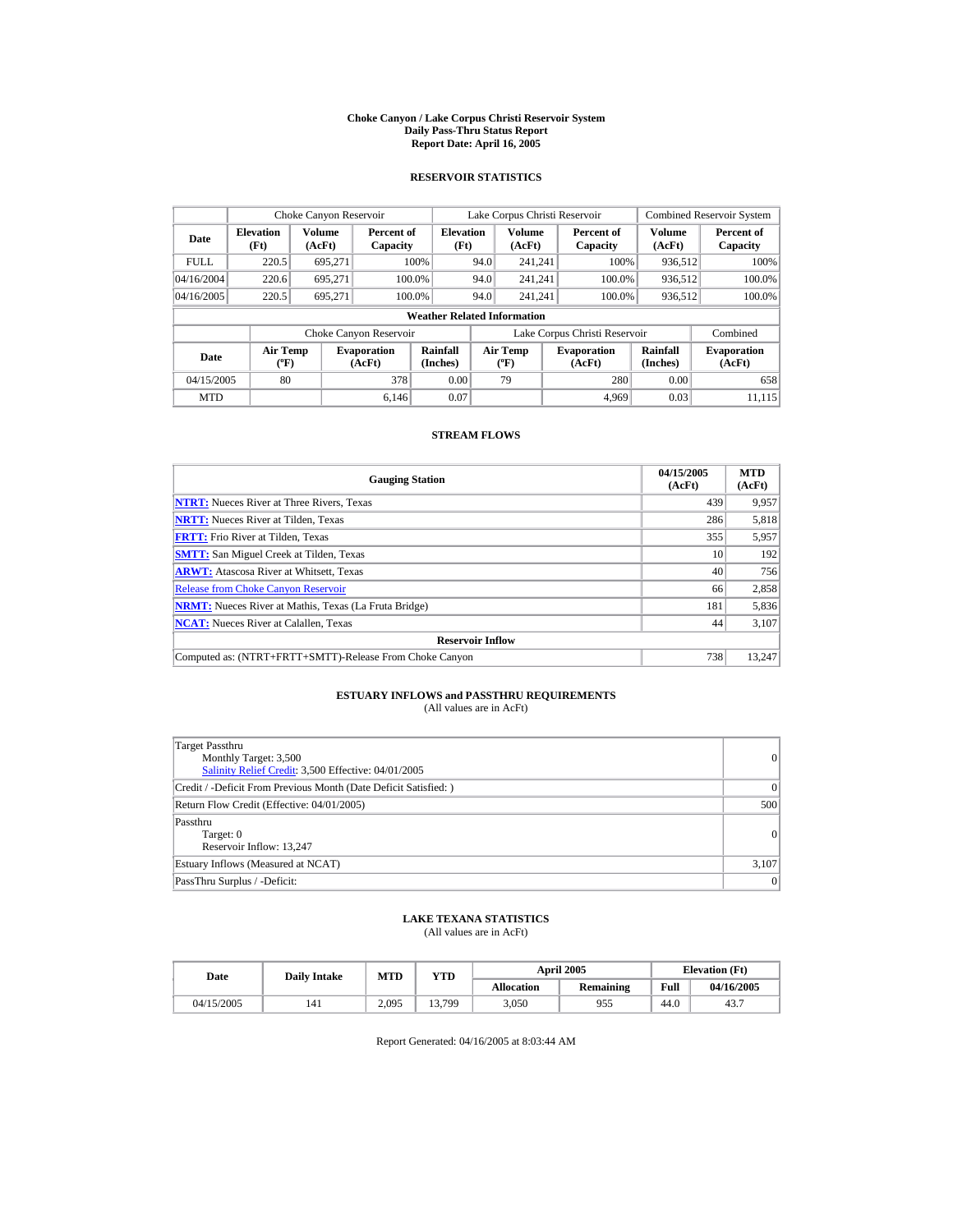# Choke Canyon / Lake Corpus Christi Reservoir System
## Daily Pass-Thru Status Report
## Report Date: April 16, 2005

### RESERVOIR STATISTICS

| Date | Choke Canyon Reservoir | | | Lake Corpus Christi Reservoir | | | Combined Reservoir System | |
|---|---|---|---|---|---|---|---|---|
| | Elevation (Ft) | Volume (AcFt) | Percent of Capacity | Elevation (Ft) | Volume (AcFt) | Percent of Capacity | Volume (AcFt) | Percent of Capacity |
| FULL | 220.5 | 695,271 | 100% | 94.0 | 241,241 | 100% | 936,512 | 100% |
| 04/16/2004 | 220.6 | 695,271 | 100.0% | 94.0 | 241,241 | 100.0% | 936,512 | 100.0% |
| 04/16/2005 | 220.5 | 695,271 | 100.0% | 94.0 | 241,241 | 100.0% | 936,512 | 100.0% |

**Weather Related Information**

| Date | Choke Canyon Reservoir | | | Lake Corpus Christi Reservoir | | | Combined |
|---|---|---|---|---|---|---|---|
| | Air Temp (ºF) | Evaporation (AcFt) | Rainfall (Inches) | Air Temp (ºF) | Evaporation (AcFt) | Rainfall (Inches) | Evaporation (AcFt) |
| 04/15/2005 | 80 | 378 | 0.00 | 79 | 280 | 0.00 | 658 |
| MTD | | 6,146 | 0.07 | | 4,969 | 0.03 | 11,115 |

### STREAM FLOWS

| Gauging Station | 04/15/2005 (AcFt) | MTD (AcFt) |
|---|---|---|
| **NTRT:** Nueces River at Three Rivers, Texas | 439 | 9,957 |
| **NRTT:** Nueces River at Tilden, Texas | 286 | 5,818 |
| **FRTT:** Frio River at Tilden, Texas | 355 | 5,957 |
| **SMTT:** San Miguel Creek at Tilden, Texas | 10 | 192 |
| **ARWT:** Atascosa River at Whitsett, Texas | 40 | 756 |
| Release from Choke Canyon Reservoir | 66 | 2,858 |
| **NRMT:** Nueces River at Mathis, Texas (La Fruta Bridge) | 181 | 5,836 |
| **NCAT:** Nueces River at Calallen, Texas | 44 | 3,107 |
| **Reservoir Inflow** | | |
| Computed as: (NTRT+FRTT+SMTT)-Release From Choke Canyon | 738 | 13,247 |

### ESTUARY INFLOWS and PASSTHRU REQUIREMENTS
(All values are in AcFt)

| | |
|---|---|
| Target Passthru<br>Monthly Target: 3,500<br>Salinity Relief Credit: 3,500 Effective: 04/01/2005 | 0 |
| Credit / -Deficit From Previous Month (Date Deficit Satisfied: ) | 0 |
| Return Flow Credit (Effective: 04/01/2005) | 500 |
| Passthru<br>Target: 0<br>Reservoir Inflow: 13,247 | 0 |
| Estuary Inflows (Measured at NCAT) | 3,107 |
| PassThru Surplus / -Deficit: | 0 |

### LAKE TEXANA STATISTICS
(All values are in AcFt)

| Date | Daily Intake | MTD | YTD | April 2005 | | Elevation (Ft) | |
|---|---|---|---|---|---|---|---|
| | | | | Allocation | Remaining | Full | 04/16/2005 |
| 04/15/2005 | 141 | 2,095 | 13,799 | 3,050 | 955 | 44.0 | 43.7 |

Report Generated: 04/16/2005 at 8:03:44 AM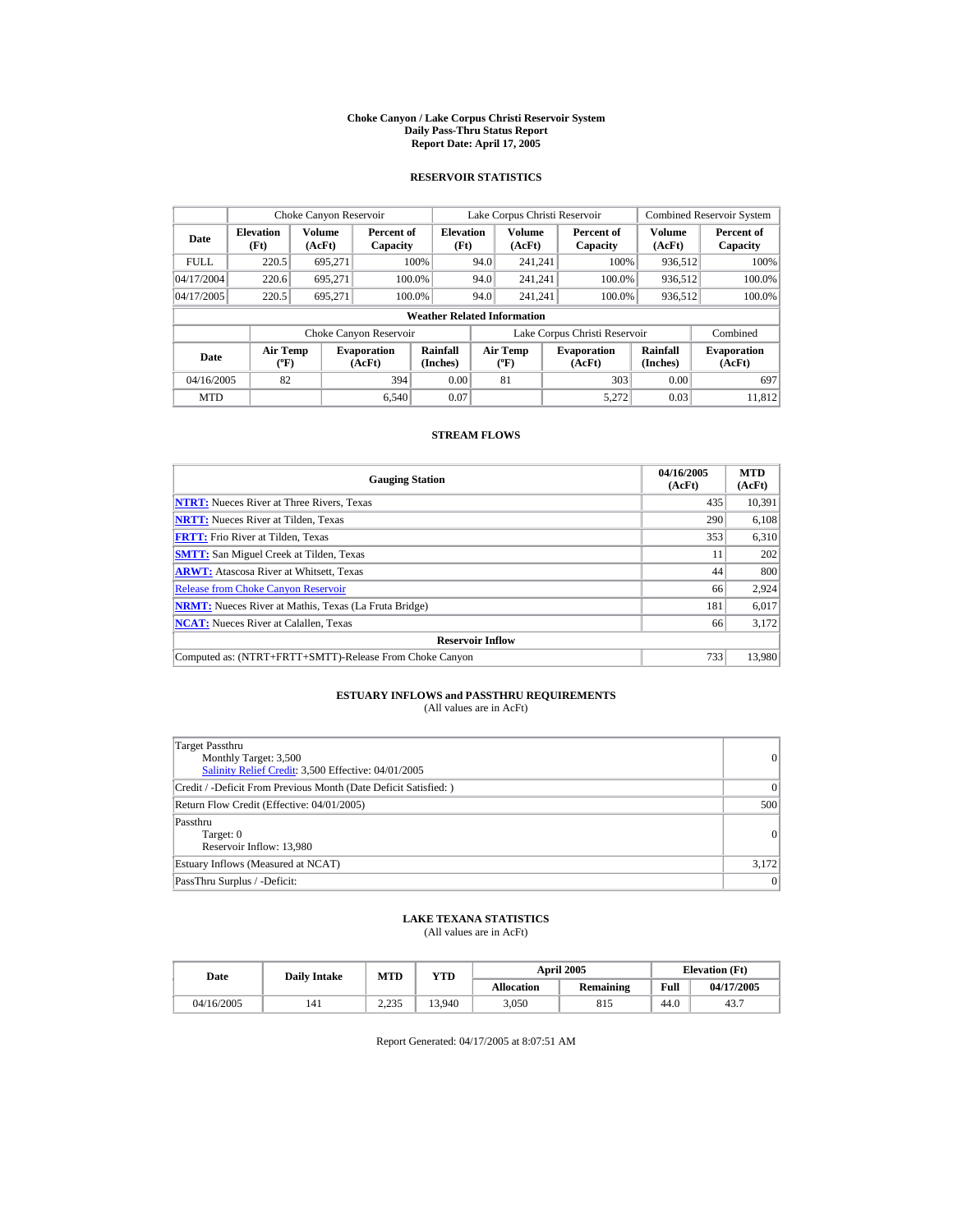# Choke Canyon / Lake Corpus Christi Reservoir System
## Daily Pass-Thru Status Report
### Report Date: April 17, 2005

## RESERVOIR STATISTICS

| | Choke Canyon Reservoir | | | Lake Corpus Christi Reservoir | | | Combined Reservoir System | |
|---|---|---|---|---|---|---|---|---|
| Date | Elevation (Ft) | Volume (AcFt) | Percent of Capacity | Elevation (Ft) | Volume (AcFt) | Percent of Capacity | Volume (AcFt) | Percent of Capacity |
| FULL | 220.5 | 695,271 | 100% | 94.0 | 241,241 | 100% | 936,512 | 100% |
| 04/17/2004 | 220.6 | 695,271 | 100.0% | 94.0 | 241,241 | 100.0% | 936,512 | 100.0% |
| 04/17/2005 | 220.5 | 695,271 | 100.0% | 94.0 | 241,241 | 100.0% | 936,512 | 100.0% |

**Weather Related Information**

| | Choke Canyon Reservoir | | | Lake Corpus Christi Reservoir | | | Combined |
|---|---|---|---|---|---|---|---|
| Date | Air Temp (ºF) | Evaporation (AcFt) | Rainfall (Inches) | Air Temp (ºF) | Evaporation (AcFt) | Rainfall (Inches) | Evaporation (AcFt) |
| 04/16/2005 | 82 | 394 | 0.00 | 81 | 303 | 0.00 | 697 |
| MTD | | 6,540 | 0.07 | | 5,272 | 0.03 | 11,812 |

## STREAM FLOWS

| Gauging Station | 04/16/2005 (AcFt) | MTD (AcFt) |
|---|---|---|
| **NTRT:** Nueces River at Three Rivers, Texas | 435 | 10,391 |
| **NRTT:** Nueces River at Tilden, Texas | 290 | 6,108 |
| **FRTT:** Frio River at Tilden, Texas | 353 | 6,310 |
| **SMTT:** San Miguel Creek at Tilden, Texas | 11 | 202 |
| **ARWT:** Atascosa River at Whitsett, Texas | 44 | 800 |
| Release from Choke Canyon Reservoir | 66 | 2,924 |
| **NRMT:** Nueces River at Mathis, Texas (La Fruta Bridge) | 181 | 6,017 |
| **NCAT:** Nueces River at Calallen, Texas | 66 | 3,172 |
| **Reservoir Inflow** | | |
| Computed as: (NTRT+FRTT+SMTT)-Release From Choke Canyon | 733 | 13,980 |

## ESTUARY INFLOWS and PASSTHRU REQUIREMENTS
(All values are in AcFt)

| | |
|---|---|
| Target Passthru<br>Monthly Target: 3,500<br>Salinity Relief Credit: 3,500 Effective: 04/01/2005 | 0 |
| Credit / -Deficit From Previous Month (Date Deficit Satisfied: ) | 0 |
| Return Flow Credit (Effective: 04/01/2005) | 500 |
| Passthru<br>Target: 0<br>Reservoir Inflow: 13,980 | 0 |
| Estuary Inflows (Measured at NCAT) | 3,172 |
| PassThru Surplus / -Deficit: | 0 |

## LAKE TEXANA STATISTICS
(All values are in AcFt)

| Date | Daily Intake | MTD | YTD | April 2005 | | Elevation (Ft) | |
|---|---|---|---|---|---|---|---|
| | | | | Allocation | Remaining | Full | 04/17/2005 |
| 04/16/2005 | 141 | 2,235 | 13,940 | 3,050 | 815 | 44.0 | 43.7 |

Report Generated: 04/17/2005 at 8:07:51 AM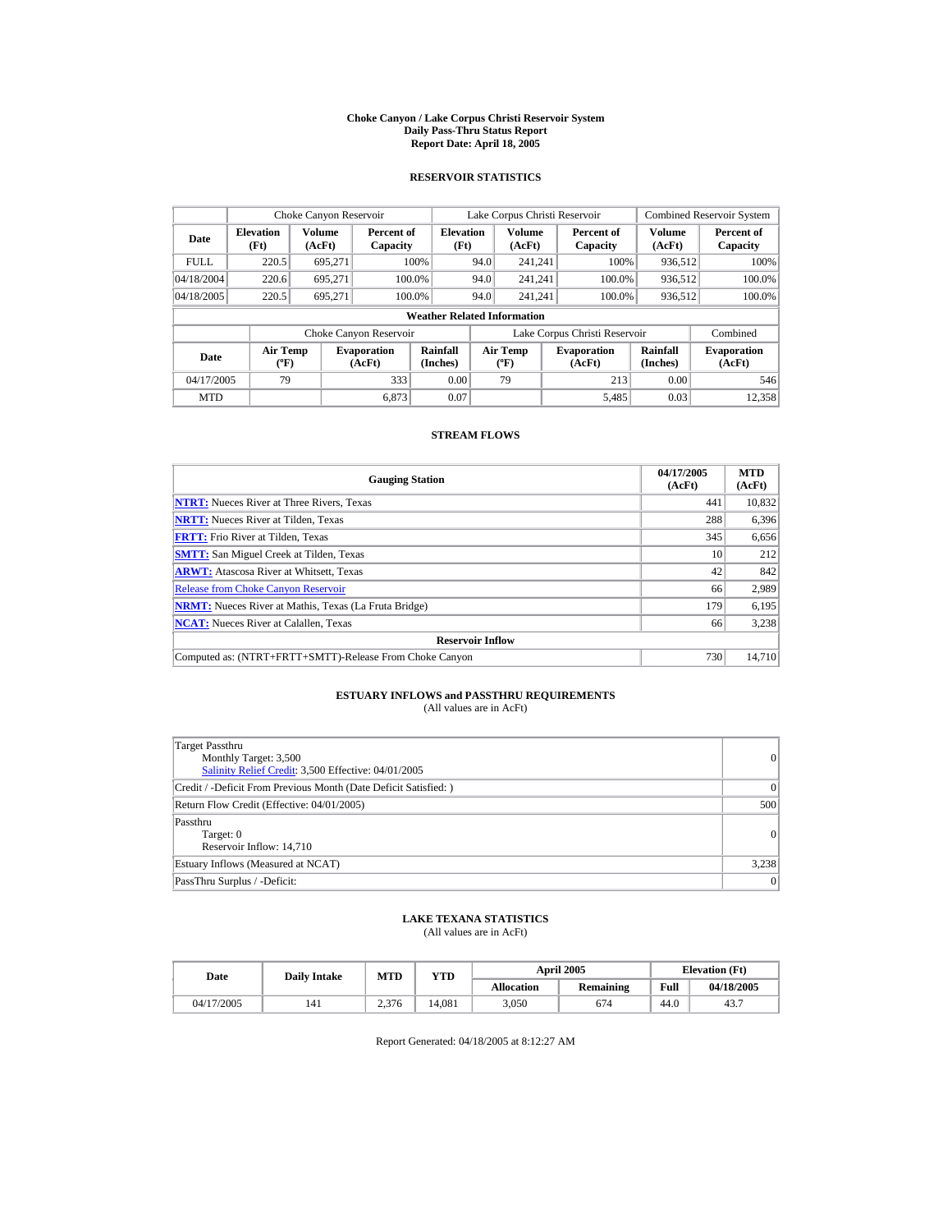# Choke Canyon / Lake Corpus Christi Reservoir System
## Daily Pass-Thru Status Report
## Report Date: April 18, 2005

### RESERVOIR STATISTICS

| Date | Choke Canyon Reservoir | | | Lake Corpus Christi Reservoir | | | Combined Reservoir System | |
|---|---|---|---|---|---|---|---|---|
| | Elevation (Ft) | Volume (AcFt) | Percent of Capacity | Elevation (Ft) | Volume (AcFt) | Percent of Capacity | Volume (AcFt) | Percent of Capacity |
| FULL | 220.5 | 695,271 | 100% | 94.0 | 241,241 | 100% | 936,512 | 100% |
| 04/18/2004 | 220.6 | 695,271 | 100.0% | 94.0 | 241,241 | 100.0% | 936,512 | 100.0% |
| 04/18/2005 | 220.5 | 695,271 | 100.0% | 94.0 | 241,241 | 100.0% | 936,512 | 100.0% |

**Weather Related Information**

| Date | Choke Canyon Reservoir | | | Lake Corpus Christi Reservoir | | | Combined |
|---|---|---|---|---|---|---|---|
| | Air Temp (ºF) | Evaporation (AcFt) | Rainfall (Inches) | Air Temp (ºF) | Evaporation (AcFt) | Rainfall (Inches) | Evaporation (AcFt) |
| 04/17/2005 | 79 | 333 | 0.00 | 79 | 213 | 0.00 | 546 |
| MTD | | 6,873 | 0.07 | | 5,485 | 0.03 | 12,358 |

### STREAM FLOWS

| Gauging Station | 04/17/2005 (AcFt) | MTD (AcFt) |
|---|---|---|
| NTRT: Nueces River at Three Rivers, Texas | 441 | 10,832 |
| NRTT: Nueces River at Tilden, Texas | 288 | 6,396 |
| FRTT: Frio River at Tilden, Texas | 345 | 6,656 |
| SMTT: San Miguel Creek at Tilden, Texas | 10 | 212 |
| ARWT: Atascosa River at Whitsett, Texas | 42 | 842 |
| Release from Choke Canyon Reservoir | 66 | 2,989 |
| NRMT: Nueces River at Mathis, Texas (La Fruta Bridge) | 179 | 6,195 |
| NCAT: Nueces River at Calallen, Texas | 66 | 3,238 |
| **Reservoir Inflow** | | |
| Computed as: (NTRT+FRTT+SMTT)-Release From Choke Canyon | 730 | 14,710 |

### ESTUARY INFLOWS and PASSTHRU REQUIREMENTS
(All values are in AcFt)

| Item | Value |
|---|---|
| Target Passthru<br>Monthly Target: 3,500<br>Salinity Relief Credit: 3,500 Effective: 04/01/2005 | 0 |
| Credit / -Deficit From Previous Month (Date Deficit Satisfied: ) | 0 |
| Return Flow Credit (Effective: 04/01/2005) | 500 |
| Passthru<br>Target: 0<br>Reservoir Inflow: 14,710 | 0 |
| Estuary Inflows (Measured at NCAT) | 3,238 |
| PassThru Surplus / -Deficit: | 0 |

### LAKE TEXANA STATISTICS
(All values are in AcFt)

| Date | Daily Intake | MTD | YTD | April 2005 | | Elevation (Ft) | |
|---|---|---|---|---|---|---|---|
| | | | | Allocation | Remaining | Full | 04/18/2005 |
| 04/17/2005 | 141 | 2,376 | 14,081 | 3,050 | 674 | 44.0 | 43.7 |

Report Generated: 04/18/2005 at 8:12:27 AM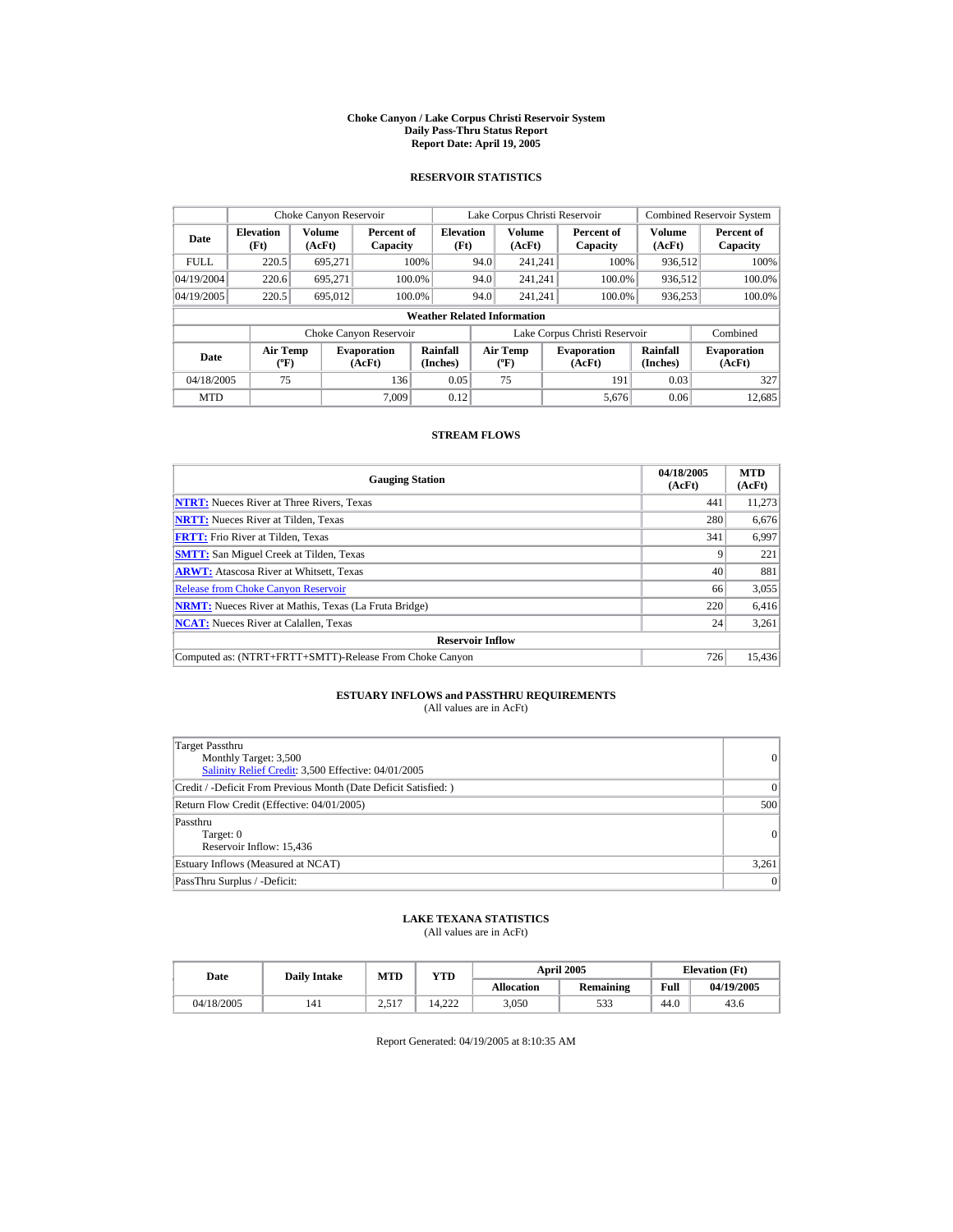# Choke Canyon / Lake Corpus Christi Reservoir System
## Daily Pass-Thru Status Report
### Report Date: April 19, 2005

## RESERVOIR STATISTICS

| Date | Choke Canyon Reservoir | | | Lake Corpus Christi Reservoir | | | Combined Reservoir System | |
|---|---|---|---|---|---|---|---|---|
| | Elevation (Ft) | Volume (AcFt) | Percent of Capacity | Elevation (Ft) | Volume (AcFt) | Percent of Capacity | Volume (AcFt) | Percent of Capacity |
| FULL | 220.5 | 695,271 | 100% | 94.0 | 241,241 | 100% | 936,512 | 100% |
| 04/19/2004 | 220.6 | 695,271 | 100.0% | 94.0 | 241,241 | 100.0% | 936,512 | 100.0% |
| 04/19/2005 | 220.5 | 695,012 | 100.0% | 94.0 | 241,241 | 100.0% | 936,253 | 100.0% |

**Weather Related Information**

| Date | Choke Canyon Reservoir | | | Lake Corpus Christi Reservoir | | | Combined |
|---|---|---|---|---|---|---|---|
| | Air Temp (ºF) | Evaporation (AcFt) | Rainfall (Inches) | Air Temp (ºF) | Evaporation (AcFt) | Rainfall (Inches) | Evaporation (AcFt) |
| 04/18/2005 | 75 | 136 | 0.05 | 75 | 191 | 0.03 | 327 |
| MTD | | 7,009 | 0.12 | | 5,676 | 0.06 | 12,685 |

## STREAM FLOWS

| Gauging Station | 04/18/2005 (AcFt) | MTD (AcFt) |
|---|---|---|
| **NTRT:** Nueces River at Three Rivers, Texas | 441 | 11,273 |
| **NRTT:** Nueces River at Tilden, Texas | 280 | 6,676 |
| **FRTT:** Frio River at Tilden, Texas | 341 | 6,997 |
| **SMTT:** San Miguel Creek at Tilden, Texas | 9 | 221 |
| **ARWT:** Atascosa River at Whitsett, Texas | 40 | 881 |
| Release from Choke Canyon Reservoir | 66 | 3,055 |
| **NRMT:** Nueces River at Mathis, Texas (La Fruta Bridge) | 220 | 6,416 |
| **NCAT:** Nueces River at Calallen, Texas | 24 | 3,261 |
| **Reservoir Inflow** | | |
| Computed as: (NTRT+FRTT+SMTT)-Release From Choke Canyon | 726 | 15,436 |

## ESTUARY INFLOWS and PASSTHRU REQUIREMENTS
(All values are in AcFt)

| | |
|---|---|
| Target Passthru<br>Monthly Target: 3,500<br>Salinity Relief Credit: 3,500 Effective: 04/01/2005 | 0 |
| Credit / -Deficit From Previous Month (Date Deficit Satisfied: ) | 0 |
| Return Flow Credit (Effective: 04/01/2005) | 500 |
| Passthru<br>Target: 0<br>Reservoir Inflow: 15,436 | 0 |
| Estuary Inflows (Measured at NCAT) | 3,261 |
| PassThru Surplus / -Deficit: | 0 |

## LAKE TEXANA STATISTICS
(All values are in AcFt)

| Date | Daily Intake | MTD | YTD | April 2005 | | Elevation (Ft) | |
|---|---|---|---|---|---|---|---|
| | | | | Allocation | Remaining | Full | 04/19/2005 |
| 04/18/2005 | 141 | 2,517 | 14,222 | 3,050 | 533 | 44.0 | 43.6 |

Report Generated: 04/19/2005 at 8:10:35 AM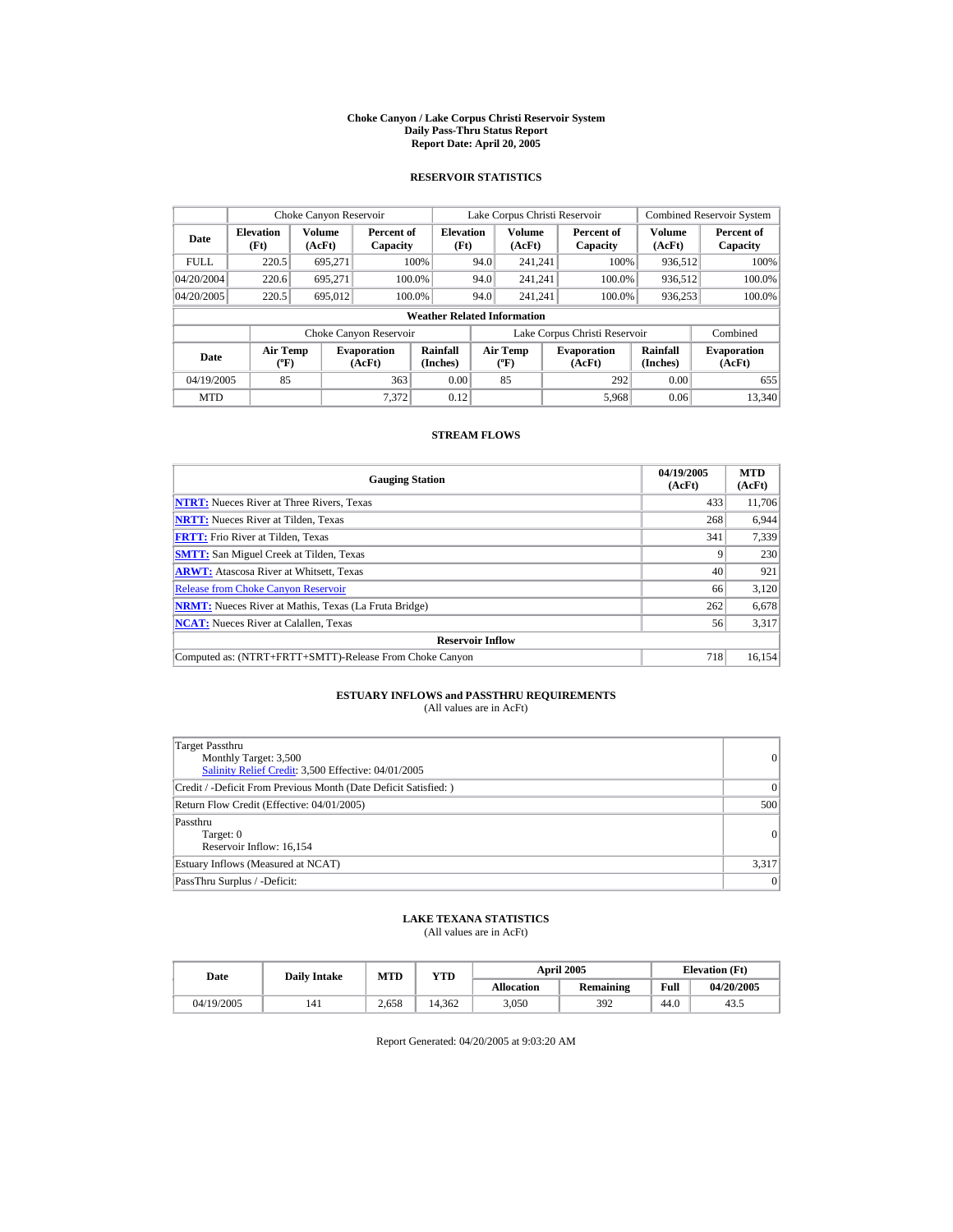# Choke Canyon / Lake Corpus Christi Reservoir System
## Daily Pass-Thru Status Report
### Report Date: April 20, 2005

## RESERVOIR STATISTICS

| Date | Choke Canyon Reservoir | | | Lake Corpus Christi Reservoir | | | Combined Reservoir System | |
|---|---|---|---|---|---|---|---|---|
| | Elevation (Ft) | Volume (AcFt) | Percent of Capacity | Elevation (Ft) | Volume (AcFt) | Percent of Capacity | Volume (AcFt) | Percent of Capacity |
| FULL | 220.5 | 695,271 | 100% | 94.0 | 241,241 | 100% | 936,512 | 100% |
| 04/20/2004 | 220.6 | 695,271 | 100.0% | 94.0 | 241,241 | 100.0% | 936,512 | 100.0% |
| 04/20/2005 | 220.5 | 695,012 | 100.0% | 94.0 | 241,241 | 100.0% | 936,253 | 100.0% |

**Weather Related Information**

| Date | Choke Canyon Reservoir | | | Lake Corpus Christi Reservoir | | | Combined |
|---|---|---|---|---|---|---|---|
| | Air Temp (ºF) | Evaporation (AcFt) | Rainfall (Inches) | Air Temp (ºF) | Evaporation (AcFt) | Rainfall (Inches) | Evaporation (AcFt) |
| 04/19/2005 | 85 | 363 | 0.00 | 85 | 292 | 0.00 | 655 |
| MTD | | 7,372 | 0.12 | | 5,968 | 0.06 | 13,340 |

## STREAM FLOWS

| Gauging Station | 04/19/2005 (AcFt) | MTD (AcFt) |
|---|---|---|
| **NTRT:** Nueces River at Three Rivers, Texas | 433 | 11,706 |
| **NRTT:** Nueces River at Tilden, Texas | 268 | 6,944 |
| **FRTT:** Frio River at Tilden, Texas | 341 | 7,339 |
| **SMTT:** San Miguel Creek at Tilden, Texas | 9 | 230 |
| **ARWT:** Atascosa River at Whitsett, Texas | 40 | 921 |
| Release from Choke Canyon Reservoir | 66 | 3,120 |
| **NRMT:** Nueces River at Mathis, Texas (La Fruta Bridge) | 262 | 6,678 |
| **NCAT:** Nueces River at Calallen, Texas | 56 | 3,317 |
| **Reservoir Inflow** | | |
| Computed as: (NTRT+FRTT+SMTT)-Release From Choke Canyon | 718 | 16,154 |

## ESTUARY INFLOWS and PASSTHRU REQUIREMENTS
(All values are in AcFt)

| | |
|---|---|
| Target Passthru<br>Monthly Target: 3,500<br>Salinity Relief Credit: 3,500 Effective: 04/01/2005 | 0 |
| Credit / -Deficit From Previous Month (Date Deficit Satisfied: ) | 0 |
| Return Flow Credit (Effective: 04/01/2005) | 500 |
| Passthru<br>Target: 0<br>Reservoir Inflow: 16,154 | 0 |
| Estuary Inflows (Measured at NCAT) | 3,317 |
| PassThru Surplus / -Deficit: | 0 |

## LAKE TEXANA STATISTICS
(All values are in AcFt)

| Date | Daily Intake | MTD | YTD | April 2005 | | Elevation (Ft) | |
|---|---|---|---|---|---|---|---|
| | | | | Allocation | Remaining | Full | 04/20/2005 |
| 04/19/2005 | 141 | 2,658 | 14,362 | 3,050 | 392 | 44.0 | 43.5 |

Report Generated: 04/20/2005 at 9:03:20 AM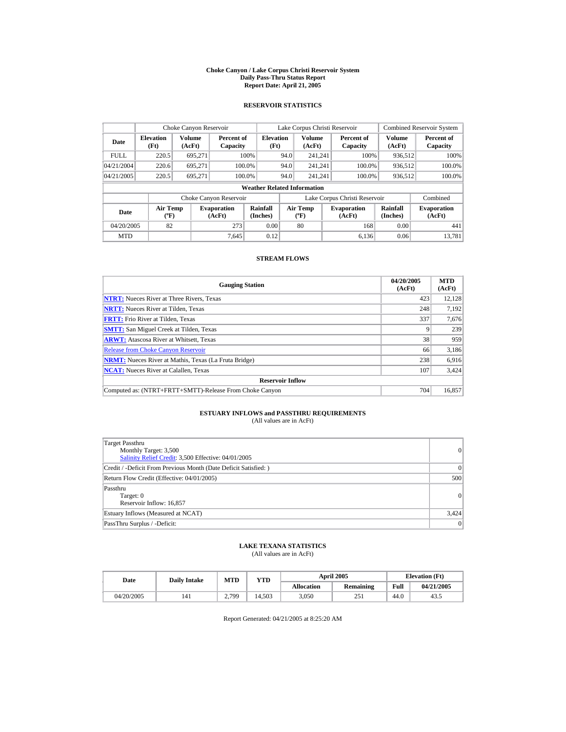# Choke Canyon / Lake Corpus Christi Reservoir System
## Daily Pass-Thru Status Report
## Report Date: April 21, 2005

### RESERVOIR STATISTICS

| Date | Choke Canyon Reservoir | | | Lake Corpus Christi Reservoir | | | Combined Reservoir System | |
|---|---|---|---|---|---|---|---|---|
| | Elevation (Ft) | Volume (AcFt) | Percent of Capacity | Elevation (Ft) | Volume (AcFt) | Percent of Capacity | Volume (AcFt) | Percent of Capacity |
| FULL | 220.5 | 695,271 | 100% | 94.0 | 241,241 | 100% | 936,512 | 100% |
| 04/21/2004 | 220.6 | 695,271 | 100.0% | 94.0 | 241,241 | 100.0% | 936,512 | 100.0% |
| 04/21/2005 | 220.5 | 695,271 | 100.0% | 94.0 | 241,241 | 100.0% | 936,512 | 100.0% |

**Weather Related Information**

| Date | Choke Canyon Reservoir | | | Lake Corpus Christi Reservoir | | | Combined |
|---|---|---|---|---|---|---|---|
| | Air Temp (ºF) | Evaporation (AcFt) | Rainfall (Inches) | Air Temp (ºF) | Evaporation (AcFt) | Rainfall (Inches) | Evaporation (AcFt) |
| 04/20/2005 | 82 | 273 | 0.00 | 80 | 168 | 0.00 | 441 |
| MTD | | 7,645 | 0.12 | | 6,136 | 0.06 | 13,781 |

### STREAM FLOWS

| Gauging Station | 04/20/2005 (AcFt) | MTD (AcFt) |
|---|---|---|
| **NTRT:** Nueces River at Three Rivers, Texas | 423 | 12,128 |
| **NRTT:** Nueces River at Tilden, Texas | 248 | 7,192 |
| **FRTT:** Frio River at Tilden, Texas | 337 | 7,676 |
| **SMTT:** San Miguel Creek at Tilden, Texas | 9 | 239 |
| **ARWT:** Atascosa River at Whitsett, Texas | 38 | 959 |
| Release from Choke Canyon Reservoir | 66 | 3,186 |
| **NRMT:** Nueces River at Mathis, Texas (La Fruta Bridge) | 238 | 6,916 |
| **NCAT:** Nueces River at Calallen, Texas | 107 | 3,424 |
| **Reservoir Inflow** | | |
| Computed as: (NTRT+FRTT+SMTT)-Release From Choke Canyon | 704 | 16,857 |

### ESTUARY INFLOWS and PASSTHRU REQUIREMENTS
(All values are in AcFt)

| | |
|---|---|
| Target Passthru<br>Monthly Target: 3,500<br>Salinity Relief Credit: 3,500 Effective: 04/01/2005 | 0 |
| Credit / -Deficit From Previous Month (Date Deficit Satisfied: ) | 0 |
| Return Flow Credit (Effective: 04/01/2005) | 500 |
| Passthru<br>Target: 0<br>Reservoir Inflow: 16,857 | 0 |
| Estuary Inflows (Measured at NCAT) | 3,424 |
| PassThru Surplus / -Deficit: | 0 |

### LAKE TEXANA STATISTICS
(All values are in AcFt)

| Date | Daily Intake | MTD | YTD | April 2005 | | Elevation (Ft) | |
|---|---|---|---|---|---|---|---|
| | | | | Allocation | Remaining | Full | 04/21/2005 |
| 04/20/2005 | 141 | 2,799 | 14,503 | 3,050 | 251 | 44.0 | 43.5 |

Report Generated: 04/21/2005 at 8:25:20 AM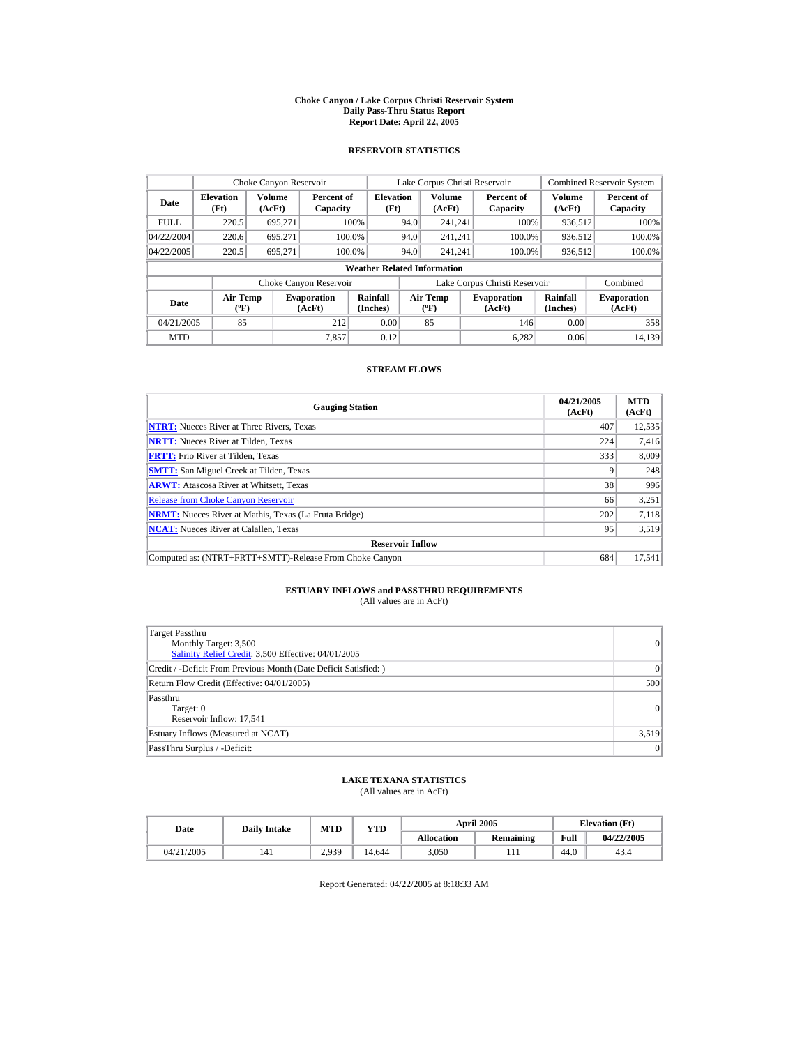# Choke Canyon / Lake Corpus Christi Reservoir System
## Daily Pass-Thru Status Report
### Report Date: April 22, 2005

## RESERVOIR STATISTICS

| Date | Choke Canyon Reservoir | | | Lake Corpus Christi Reservoir | | | Combined Reservoir System | |
|---|---|---|---|---|---|---|---|---|
| | Elevation (Ft) | Volume (AcFt) | Percent of Capacity | Elevation (Ft) | Volume (AcFt) | Percent of Capacity | Volume (AcFt) | Percent of Capacity |
| FULL | 220.5 | 695,271 | 100% | 94.0 | 241,241 | 100% | 936,512 | 100% |
| 04/22/2004 | 220.6 | 695,271 | 100.0% | 94.0 | 241,241 | 100.0% | 936,512 | 100.0% |
| 04/22/2005 | 220.5 | 695,271 | 100.0% | 94.0 | 241,241 | 100.0% | 936,512 | 100.0% |

**Weather Related Information**

| Date | Choke Canyon Reservoir | | | Lake Corpus Christi Reservoir | | | Combined |
|---|---|---|---|---|---|---|---|
| | Air Temp (ºF) | Evaporation (AcFt) | Rainfall (Inches) | Air Temp (ºF) | Evaporation (AcFt) | Rainfall (Inches) | Evaporation (AcFt) |
| 04/21/2005 | 85 | 212 | 0.00 | 85 | 146 | 0.00 | 358 |
| MTD | | 7,857 | 0.12 | | 6,282 | 0.06 | 14,139 |

## STREAM FLOWS

| Gauging Station | 04/21/2005 (AcFt) | MTD (AcFt) |
|---|---|---|
| **NTRT:** Nueces River at Three Rivers, Texas | 407 | 12,535 |
| **NRTT:** Nueces River at Tilden, Texas | 224 | 7,416 |
| **FRTT:** Frio River at Tilden, Texas | 333 | 8,009 |
| **SMTT:** San Miguel Creek at Tilden, Texas | 9 | 248 |
| **ARWT:** Atascosa River at Whitsett, Texas | 38 | 996 |
| Release from Choke Canyon Reservoir | 66 | 3,251 |
| **NRMT:** Nueces River at Mathis, Texas (La Fruta Bridge) | 202 | 7,118 |
| **NCAT:** Nueces River at Calallen, Texas | 95 | 3,519 |
| **Reservoir Inflow** | | |
| Computed as: (NTRT+FRTT+SMTT)-Release From Choke Canyon | 684 | 17,541 |

## ESTUARY INFLOWS and PASSTHRU REQUIREMENTS
(All values are in AcFt)

| | |
|---|---|
| Target Passthru<br>Monthly Target: 3,500<br>Salinity Relief Credit: 3,500 Effective: 04/01/2005 | 0 |
| Credit / -Deficit From Previous Month (Date Deficit Satisfied: ) | 0 |
| Return Flow Credit (Effective: 04/01/2005) | 500 |
| Passthru<br>Target: 0<br>Reservoir Inflow: 17,541 | 0 |
| Estuary Inflows (Measured at NCAT) | 3,519 |
| PassThru Surplus / -Deficit: | 0 |

## LAKE TEXANA STATISTICS
(All values are in AcFt)

| Date | Daily Intake | MTD | YTD | April 2005 | | Elevation (Ft) | |
|---|---|---|---|---|---|---|---|
| | | | | Allocation | Remaining | Full | 04/22/2005 |
| 04/21/2005 | 141 | 2,939 | 14,644 | 3,050 | 111 | 44.0 | 43.4 |

Report Generated: 04/22/2005 at 8:18:33 AM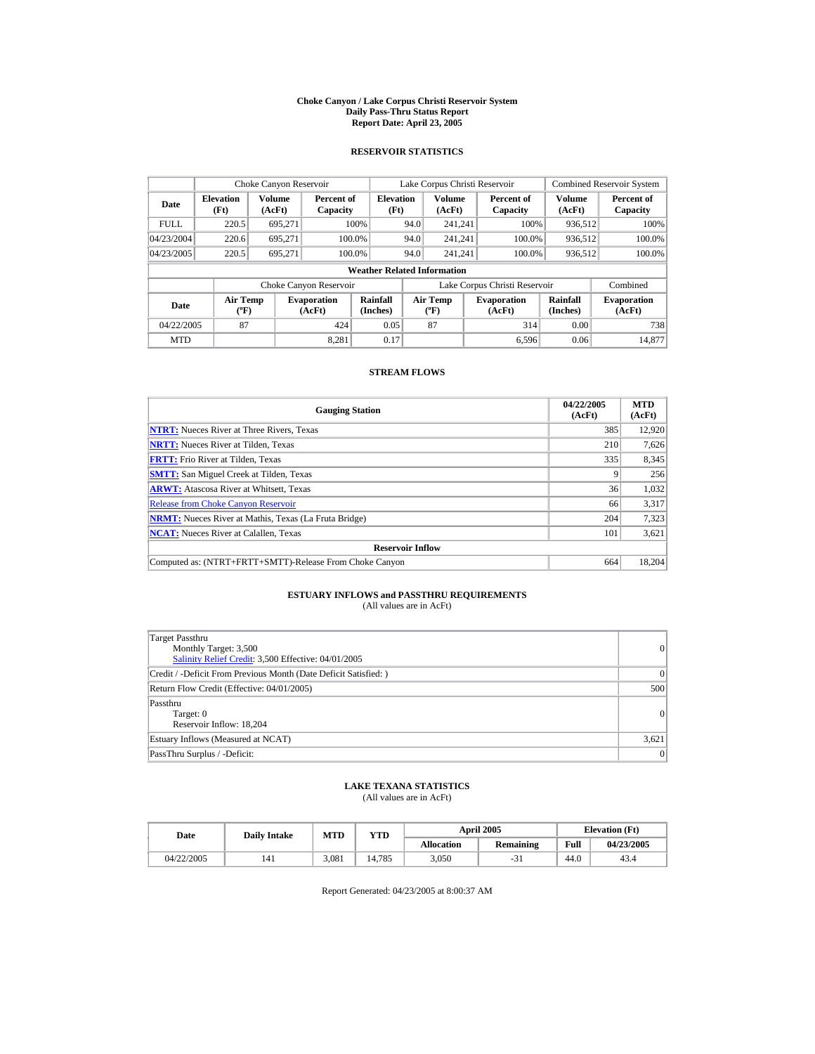# Choke Canyon / Lake Corpus Christi Reservoir System
## Daily Pass-Thru Status Report
## Report Date: April 23, 2005

### RESERVOIR STATISTICS

| Date | Choke Canyon Reservoir | | | Lake Corpus Christi Reservoir | | | Combined Reservoir System | |
|---|---|---|---|---|---|---|---|---|
| | Elevation (Ft) | Volume (AcFt) | Percent of Capacity | Elevation (Ft) | Volume (AcFt) | Percent of Capacity | Volume (AcFt) | Percent of Capacity |
| FULL | 220.5 | 695,271 | 100% | 94.0 | 241,241 | 100% | 936,512 | 100% |
| 04/23/2004 | 220.6 | 695,271 | 100.0% | 94.0 | 241,241 | 100.0% | 936,512 | 100.0% |
| 04/23/2005 | 220.5 | 695,271 | 100.0% | 94.0 | 241,241 | 100.0% | 936,512 | 100.0% |

**Weather Related Information**

| Date | Choke Canyon Reservoir | | | Lake Corpus Christi Reservoir | | | Combined |
|---|---|---|---|---|---|---|---|
| | Air Temp (ºF) | Evaporation (AcFt) | Rainfall (Inches) | Air Temp (ºF) | Evaporation (AcFt) | Rainfall (Inches) | Evaporation (AcFt) |
| 04/22/2005 | 87 | 424 | 0.05 | 87 | 314 | 0.00 | 738 |
| MTD | | 8,281 | 0.17 | | 6,596 | 0.06 | 14,877 |

### STREAM FLOWS

| Gauging Station | 04/22/2005 (AcFt) | MTD (AcFt) |
|---|---|---|
| **NTRT:** Nueces River at Three Rivers, Texas | 385 | 12,920 |
| **NRTT:** Nueces River at Tilden, Texas | 210 | 7,626 |
| **FRTT:** Frio River at Tilden, Texas | 335 | 8,345 |
| **SMTT:** San Miguel Creek at Tilden, Texas | 9 | 256 |
| **ARWT:** Atascosa River at Whitsett, Texas | 36 | 1,032 |
| Release from Choke Canyon Reservoir | 66 | 3,317 |
| **NRMT:** Nueces River at Mathis, Texas (La Fruta Bridge) | 204 | 7,323 |
| **NCAT:** Nueces River at Calallen, Texas | 101 | 3,621 |
| **Reservoir Inflow** | | |
| Computed as: (NTRT+FRTT+SMTT)-Release From Choke Canyon | 664 | 18,204 |

### ESTUARY INFLOWS and PASSTHRU REQUIREMENTS
(All values are in AcFt)

| | |
|---|---|
| Target Passthru<br>Monthly Target: 3,500<br>Salinity Relief Credit: 3,500 Effective: 04/01/2005 | 0 |
| Credit / -Deficit From Previous Month (Date Deficit Satisfied: ) | 0 |
| Return Flow Credit (Effective: 04/01/2005) | 500 |
| Passthru<br>Target: 0<br>Reservoir Inflow: 18,204 | 0 |
| Estuary Inflows (Measured at NCAT) | 3,621 |
| PassThru Surplus / -Deficit: | 0 |

### LAKE TEXANA STATISTICS
(All values are in AcFt)

| Date | Daily Intake | MTD | YTD | April 2005 | | Elevation (Ft) | |
|---|---|---|---|---|---|---|---|
| | | | | Allocation | Remaining | Full | 04/23/2005 |
| 04/22/2005 | 141 | 3,081 | 14,785 | 3,050 | -31 | 44.0 | 43.4 |

Report Generated: 04/23/2005 at 8:00:37 AM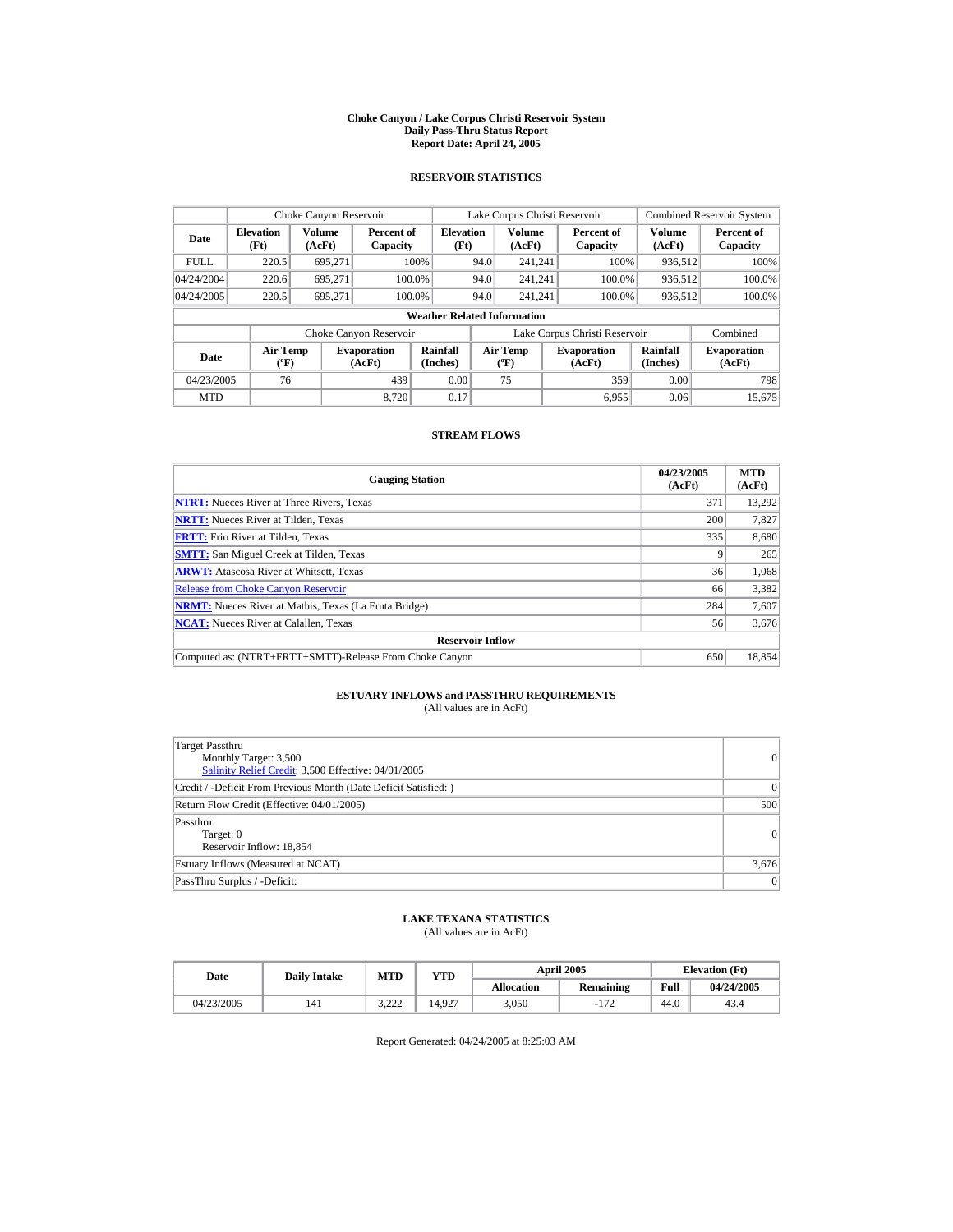# Choke Canyon / Lake Corpus Christi Reservoir System
## Daily Pass-Thru Status Report
### Report Date: April 24, 2005

## RESERVOIR STATISTICS

| Date | Choke Canyon Reservoir | | | Lake Corpus Christi Reservoir | | | Combined Reservoir System | |
|---|---|---|---|---|---|---|---|---|
| | Elevation (Ft) | Volume (AcFt) | Percent of Capacity | Elevation (Ft) | Volume (AcFt) | Percent of Capacity | Volume (AcFt) | Percent of Capacity |
| FULL | 220.5 | 695,271 | 100% | 94.0 | 241,241 | 100% | 936,512 | 100% |
| 04/24/2004 | 220.6 | 695,271 | 100.0% | 94.0 | 241,241 | 100.0% | 936,512 | 100.0% |
| 04/24/2005 | 220.5 | 695,271 | 100.0% | 94.0 | 241,241 | 100.0% | 936,512 | 100.0% |

**Weather Related Information**

| Date | Choke Canyon Reservoir | | | Lake Corpus Christi Reservoir | | | Combined |
|---|---|---|---|---|---|---|---|
| | Air Temp (ºF) | Evaporation (AcFt) | Rainfall (Inches) | Air Temp (ºF) | Evaporation (AcFt) | Rainfall (Inches) | Evaporation (AcFt) |
| 04/23/2005 | 76 | 439 | 0.00 | 75 | 359 | 0.00 | 798 |
| MTD | | 8,720 | 0.17 | | 6,955 | 0.06 | 15,675 |

## STREAM FLOWS

| Gauging Station | 04/23/2005 (AcFt) | MTD (AcFt) |
|---|---|---|
| **NTRT:** Nueces River at Three Rivers, Texas | 371 | 13,292 |
| **NRTT:** Nueces River at Tilden, Texas | 200 | 7,827 |
| **FRTT:** Frio River at Tilden, Texas | 335 | 8,680 |
| **SMTT:** San Miguel Creek at Tilden, Texas | 9 | 265 |
| **ARWT:** Atascosa River at Whitsett, Texas | 36 | 1,068 |
| Release from Choke Canyon Reservoir | 66 | 3,382 |
| **NRMT:** Nueces River at Mathis, Texas (La Fruta Bridge) | 284 | 7,607 |
| **NCAT:** Nueces River at Calallen, Texas | 56 | 3,676 |
| **Reservoir Inflow** | | |
| Computed as: (NTRT+FRTT+SMTT)-Release From Choke Canyon | 650 | 18,854 |

## ESTUARY INFLOWS and PASSTHRU REQUIREMENTS
(All values are in AcFt)

| | |
|---|---|
| Target Passthru<br>Monthly Target: 3,500<br>Salinity Relief Credit: 3,500 Effective: 04/01/2005 | 0 |
| Credit / -Deficit From Previous Month (Date Deficit Satisfied: ) | 0 |
| Return Flow Credit (Effective: 04/01/2005) | 500 |
| Passthru<br>Target: 0<br>Reservoir Inflow: 18,854 | 0 |
| Estuary Inflows (Measured at NCAT) | 3,676 |
| PassThru Surplus / -Deficit: | 0 |

## LAKE TEXANA STATISTICS
(All values are in AcFt)

| Date | Daily Intake | MTD | YTD | April 2005 | | Elevation (Ft) | |
|---|---|---|---|---|---|---|---|
| | | | | Allocation | Remaining | Full | 04/24/2005 |
| 04/23/2005 | 141 | 3,222 | 14,927 | 3,050 | -172 | 44.0 | 43.4 |

Report Generated: 04/24/2005 at 8:25:03 AM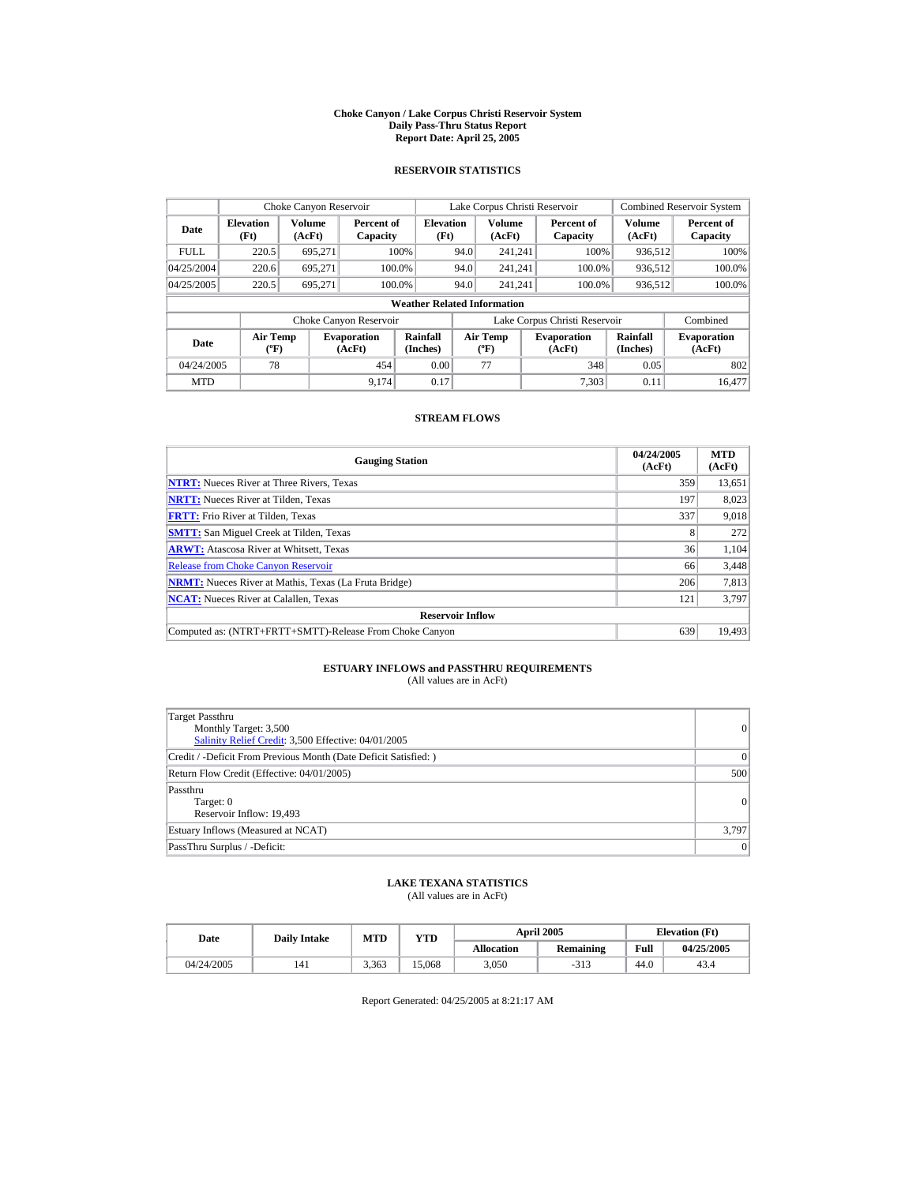# Choke Canyon / Lake Corpus Christi Reservoir System
## Daily Pass-Thru Status Report
### Report Date: April 25, 2005

## RESERVOIR STATISTICS

| Date | Choke Canyon Reservoir | | | Lake Corpus Christi Reservoir | | | Combined Reservoir System | |
|---|---|---|---|---|---|---|---|---|
| | Elevation (Ft) | Volume (AcFt) | Percent of Capacity | Elevation (Ft) | Volume (AcFt) | Percent of Capacity | Volume (AcFt) | Percent of Capacity |
| FULL | 220.5 | 695,271 | 100% | 94.0 | 241,241 | 100% | 936,512 | 100% |
| 04/25/2004 | 220.6 | 695,271 | 100.0% | 94.0 | 241,241 | 100.0% | 936,512 | 100.0% |
| 04/25/2005 | 220.5 | 695,271 | 100.0% | 94.0 | 241,241 | 100.0% | 936,512 | 100.0% |

**Weather Related Information**

| Date | Choke Canyon Reservoir | | | Lake Corpus Christi Reservoir | | | Combined |
|---|---|---|---|---|---|---|---|
| | Air Temp (ºF) | Evaporation (AcFt) | Rainfall (Inches) | Air Temp (ºF) | Evaporation (AcFt) | Rainfall (Inches) | Evaporation (AcFt) |
| 04/24/2005 | 78 | 454 | 0.00 | 77 | 348 | 0.05 | 802 |
| MTD | | 9,174 | 0.17 | | 7,303 | 0.11 | 16,477 |

## STREAM FLOWS

| Gauging Station | 04/24/2005 (AcFt) | MTD (AcFt) |
|---|---|---|
| **NTRT:** Nueces River at Three Rivers, Texas | 359 | 13,651 |
| **NRTT:** Nueces River at Tilden, Texas | 197 | 8,023 |
| **FRTT:** Frio River at Tilden, Texas | 337 | 9,018 |
| **SMTT:** San Miguel Creek at Tilden, Texas | 8 | 272 |
| **ARWT:** Atascosa River at Whitsett, Texas | 36 | 1,104 |
| Release from Choke Canyon Reservoir | 66 | 3,448 |
| **NRMT:** Nueces River at Mathis, Texas (La Fruta Bridge) | 206 | 7,813 |
| **NCAT:** Nueces River at Calallen, Texas | 121 | 3,797 |
| **Reservoir Inflow** | | |
| Computed as: (NTRT+FRTT+SMTT)-Release From Choke Canyon | 639 | 19,493 |

## ESTUARY INFLOWS and PASSTHRU REQUIREMENTS
(All values are in AcFt)

| | |
|---|---|
| Target Passthru<br>Monthly Target: 3,500<br>Salinity Relief Credit: 3,500 Effective: 04/01/2005 | 0 |
| Credit / -Deficit From Previous Month (Date Deficit Satisfied: ) | 0 |
| Return Flow Credit (Effective: 04/01/2005) | 500 |
| Passthru<br>Target: 0<br>Reservoir Inflow: 19,493 | 0 |
| Estuary Inflows (Measured at NCAT) | 3,797 |
| PassThru Surplus / -Deficit: | 0 |

## LAKE TEXANA STATISTICS
(All values are in AcFt)

| Date | Daily Intake | MTD | YTD | April 2005 | | Elevation (Ft) | |
|---|---|---|---|---|---|---|---|
| | | | | Allocation | Remaining | Full | 04/25/2005 |
| 04/24/2005 | 141 | 3,363 | 15,068 | 3,050 | -313 | 44.0 | 43.4 |

Report Generated: 04/25/2005 at 8:21:17 AM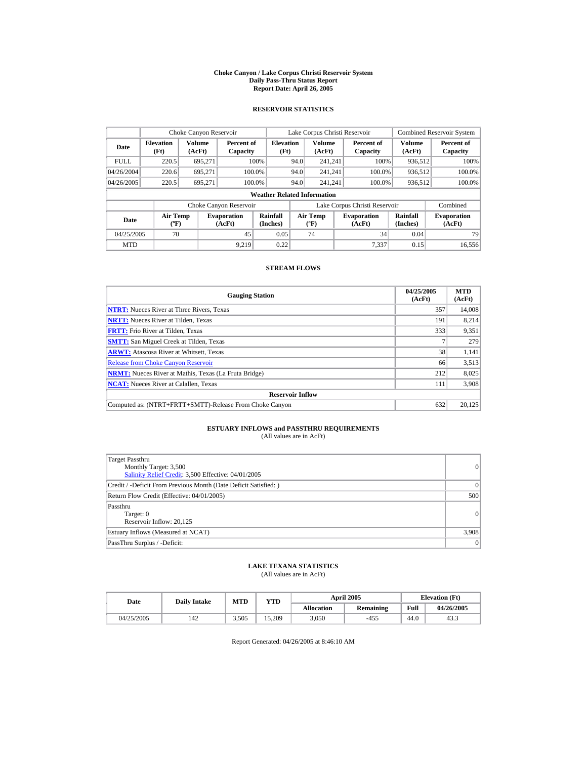# Choke Canyon / Lake Corpus Christi Reservoir System
## Daily Pass-Thru Status Report
## Report Date: April 26, 2005

### RESERVOIR STATISTICS

| Date | Choke Canyon Reservoir | | | Lake Corpus Christi Reservoir | | | Combined Reservoir System | |
|---|---|---|---|---|---|---|---|---|
| | Elevation (Ft) | Volume (AcFt) | Percent of Capacity | Elevation (Ft) | Volume (AcFt) | Percent of Capacity | Volume (AcFt) | Percent of Capacity |
| FULL | 220.5 | 695,271 | 100% | 94.0 | 241,241 | 100% | 936,512 | 100% |
| 04/26/2004 | 220.6 | 695,271 | 100.0% | 94.0 | 241,241 | 100.0% | 936,512 | 100.0% |
| 04/26/2005 | 220.5 | 695,271 | 100.0% | 94.0 | 241,241 | 100.0% | 936,512 | 100.0% |

**Weather Related Information**

| Date | Choke Canyon Reservoir | | | Lake Corpus Christi Reservoir | | | Combined |
|---|---|---|---|---|---|---|---|
| | Air Temp (ºF) | Evaporation (AcFt) | Rainfall (Inches) | Air Temp (ºF) | Evaporation (AcFt) | Rainfall (Inches) | Evaporation (AcFt) |
| 04/25/2005 | 70 | 45 | 0.05 | 74 | 34 | 0.04 | 79 |
| MTD | | 9,219 | 0.22 | | 7,337 | 0.15 | 16,556 |

### STREAM FLOWS

| Gauging Station | 04/25/2005 (AcFt) | MTD (AcFt) |
|---|---|---|
| **NTRT:** Nueces River at Three Rivers, Texas | 357 | 14,008 |
| **NRTT:** Nueces River at Tilden, Texas | 191 | 8,214 |
| **FRTT:** Frio River at Tilden, Texas | 333 | 9,351 |
| **SMTT:** San Miguel Creek at Tilden, Texas | 7 | 279 |
| **ARWT:** Atascosa River at Whitsett, Texas | 38 | 1,141 |
| Release from Choke Canyon Reservoir | 66 | 3,513 |
| **NRMT:** Nueces River at Mathis, Texas (La Fruta Bridge) | 212 | 8,025 |
| **NCAT:** Nueces River at Calallen, Texas | 111 | 3,908 |
| **Reservoir Inflow** | | |
| Computed as: (NTRT+FRTT+SMTT)-Release From Choke Canyon | 632 | 20,125 |

### ESTUARY INFLOWS and PASSTHRU REQUIREMENTS
(All values are in AcFt)

| | |
|---|---|
| Target Passthru<br>Monthly Target: 3,500<br>Salinity Relief Credit: 3,500 Effective: 04/01/2005 | 0 |
| Credit / -Deficit From Previous Month (Date Deficit Satisfied: ) | 0 |
| Return Flow Credit (Effective: 04/01/2005) | 500 |
| Passthru<br>Target: 0<br>Reservoir Inflow: 20,125 | 0 |
| Estuary Inflows (Measured at NCAT) | 3,908 |
| PassThru Surplus / -Deficit: | 0 |

### LAKE TEXANA STATISTICS
(All values are in AcFt)

| Date | Daily Intake | MTD | YTD | April 2005 | | Elevation (Ft) | |
|---|---|---|---|---|---|---|---|
| | | | | Allocation | Remaining | Full | 04/26/2005 |
| 04/25/2005 | 142 | 3,505 | 15,209 | 3,050 | -455 | 44.0 | 43.3 |

Report Generated: 04/26/2005 at 8:46:10 AM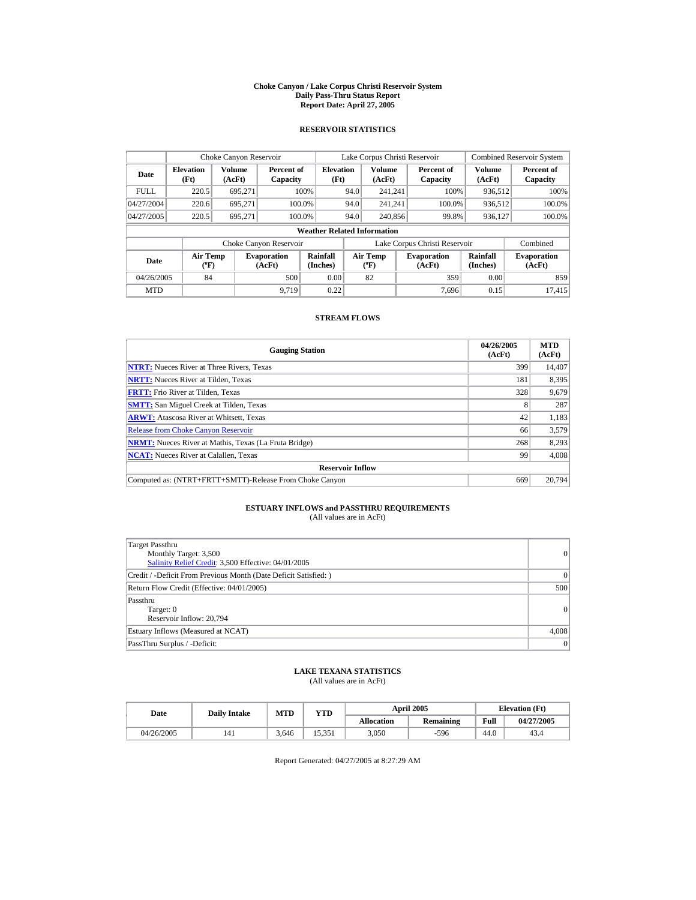# Choke Canyon / Lake Corpus Christi Reservoir System
## Daily Pass-Thru Status Report
### Report Date: April 27, 2005

## RESERVOIR STATISTICS

| Date | Choke Canyon Reservoir | | | Lake Corpus Christi Reservoir | | | Combined Reservoir System | |
|---|---|---|---|---|---|---|---|---|
| | Elevation (Ft) | Volume (AcFt) | Percent of Capacity | Elevation (Ft) | Volume (AcFt) | Percent of Capacity | Volume (AcFt) | Percent of Capacity |
| FULL | 220.5 | 695,271 | 100% | 94.0 | 241,241 | 100% | 936,512 | 100% |
| 04/27/2004 | 220.6 | 695,271 | 100.0% | 94.0 | 241,241 | 100.0% | 936,512 | 100.0% |
| 04/27/2005 | 220.5 | 695,271 | 100.0% | 94.0 | 240,856 | 99.8% | 936,127 | 100.0% |

**Weather Related Information**

| Date | Choke Canyon Reservoir | | | Lake Corpus Christi Reservoir | | | Combined |
|---|---|---|---|---|---|---|---|
| | Air Temp (ºF) | Evaporation (AcFt) | Rainfall (Inches) | Air Temp (ºF) | Evaporation (AcFt) | Rainfall (Inches) | Evaporation (AcFt) |
| 04/26/2005 | 84 | 500 | 0.00 | 82 | 359 | 0.00 | 859 |
| MTD | | 9,719 | 0.22 | | 7,696 | 0.15 | 17,415 |

## STREAM FLOWS

| Gauging Station | 04/26/2005 (AcFt) | MTD (AcFt) |
|---|---|---|
| **NTRT:** Nueces River at Three Rivers, Texas | 399 | 14,407 |
| **NRTT:** Nueces River at Tilden, Texas | 181 | 8,395 |
| **FRTT:** Frio River at Tilden, Texas | 328 | 9,679 |
| **SMTT:** San Miguel Creek at Tilden, Texas | 8 | 287 |
| **ARWT:** Atascosa River at Whitsett, Texas | 42 | 1,183 |
| Release from Choke Canyon Reservoir | 66 | 3,579 |
| **NRMT:** Nueces River at Mathis, Texas (La Fruta Bridge) | 268 | 8,293 |
| **NCAT:** Nueces River at Calallen, Texas | 99 | 4,008 |
| **Reservoir Inflow** | | |
| Computed as: (NTRT+FRTT+SMTT)-Release From Choke Canyon | 669 | 20,794 |

## ESTUARY INFLOWS and PASSTHRU REQUIREMENTS

(All values are in AcFt)

| | |
|---|---|
| Target Passthru<br>Monthly Target: 3,500<br>Salinity Relief Credit: 3,500 Effective: 04/01/2005 | 0 |
| Credit / -Deficit From Previous Month (Date Deficit Satisfied: ) | 0 |
| Return Flow Credit (Effective: 04/01/2005) | 500 |
| Passthru<br>Target: 0<br>Reservoir Inflow: 20,794 | 0 |
| Estuary Inflows (Measured at NCAT) | 4,008 |
| PassThru Surplus / -Deficit: | 0 |

## LAKE TEXANA STATISTICS

(All values are in AcFt)

| Date | Daily Intake | MTD | YTD | April 2005 | | Elevation (Ft) | |
|---|---|---|---|---|---|---|---|
| | | | | Allocation | Remaining | Full | 04/27/2005 |
| 04/26/2005 | 141 | 3,646 | 15,351 | 3,050 | -596 | 44.0 | 43.4 |

Report Generated: 04/27/2005 at 8:27:29 AM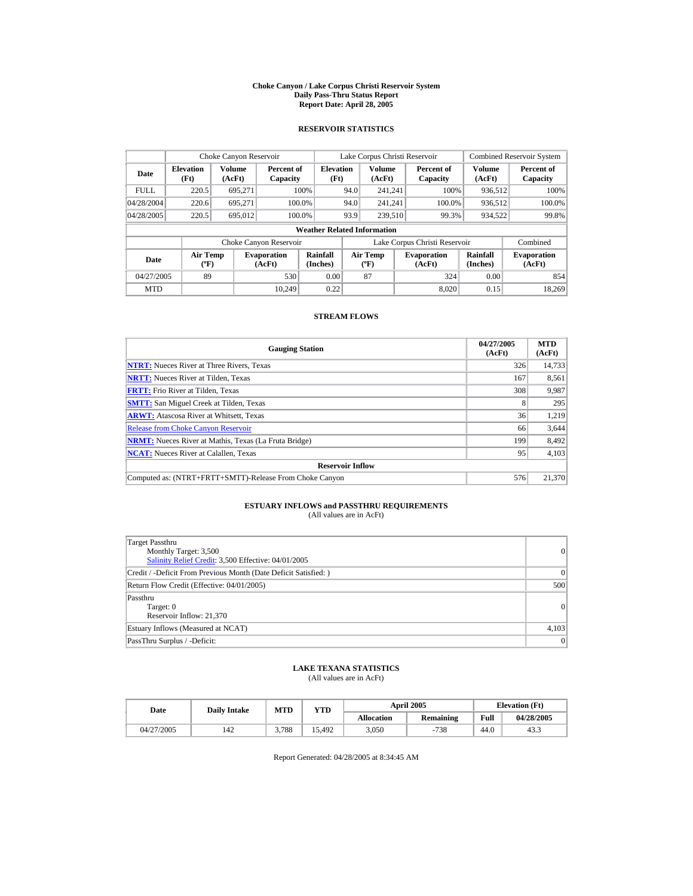# Choke Canyon / Lake Corpus Christi Reservoir System
## Daily Pass-Thru Status Report
## Report Date: April 28, 2005

### RESERVOIR STATISTICS

| Date | Choke Canyon Reservoir | | | Lake Corpus Christi Reservoir | | | Combined Reservoir System | |
|---|---|---|---|---|---|---|---|---|
| | Elevation (Ft) | Volume (AcFt) | Percent of Capacity | Elevation (Ft) | Volume (AcFt) | Percent of Capacity | Volume (AcFt) | Percent of Capacity |
| FULL | 220.5 | 695,271 | 100% | 94.0 | 241,241 | 100% | 936,512 | 100% |
| 04/28/2004 | 220.6 | 695,271 | 100.0% | 94.0 | 241,241 | 100.0% | 936,512 | 100.0% |
| 04/28/2005 | 220.5 | 695,012 | 100.0% | 93.9 | 239,510 | 99.3% | 934,522 | 99.8% |

**Weather Related Information**

| Date | Choke Canyon Reservoir | | | Lake Corpus Christi Reservoir | | | Combined |
|---|---|---|---|---|---|---|---|
| | Air Temp (ºF) | Evaporation (AcFt) | Rainfall (Inches) | Air Temp (ºF) | Evaporation (AcFt) | Rainfall (Inches) | Evaporation (AcFt) |
| 04/27/2005 | 89 | 530 | 0.00 | 87 | 324 | 0.00 | 854 |
| MTD | | 10,249 | 0.22 | | 8,020 | 0.15 | 18,269 |

### STREAM FLOWS

| Gauging Station | 04/27/2005 (AcFt) | MTD (AcFt) |
|---|---|---|
| **NTRT:** Nueces River at Three Rivers, Texas | 326 | 14,733 |
| **NRTT:** Nueces River at Tilden, Texas | 167 | 8,561 |
| **FRTT:** Frio River at Tilden, Texas | 308 | 9,987 |
| **SMTT:** San Miguel Creek at Tilden, Texas | 8 | 295 |
| **ARWT:** Atascosa River at Whitsett, Texas | 36 | 1,219 |
| Release from Choke Canyon Reservoir | 66 | 3,644 |
| **NRMT:** Nueces River at Mathis, Texas (La Fruta Bridge) | 199 | 8,492 |
| **NCAT:** Nueces River at Calallen, Texas | 95 | 4,103 |
| **Reservoir Inflow** | | |
| Computed as: (NTRT+FRTT+SMTT)-Release From Choke Canyon | 576 | 21,370 |

### ESTUARY INFLOWS and PASSTHRU REQUIREMENTS
(All values are in AcFt)

| | |
|---|---|
| Target Passthru<br>Monthly Target: 3,500<br>Salinity Relief Credit: 3,500 Effective: 04/01/2005 | 0 |
| Credit / -Deficit From Previous Month (Date Deficit Satisfied: ) | 0 |
| Return Flow Credit (Effective: 04/01/2005) | 500 |
| Passthru<br>Target: 0<br>Reservoir Inflow: 21,370 | 0 |
| Estuary Inflows (Measured at NCAT) | 4,103 |
| PassThru Surplus / -Deficit: | 0 |

### LAKE TEXANA STATISTICS
(All values are in AcFt)

| Date | Daily Intake | MTD | YTD | April 2005 | | Elevation (Ft) | |
|---|---|---|---|---|---|---|---|
| | | | | Allocation | Remaining | Full | 04/28/2005 |
| 04/27/2005 | 142 | 3,788 | 15,492 | 3,050 | -738 | 44.0 | 43.3 |

Report Generated: 04/28/2005 at 8:34:45 AM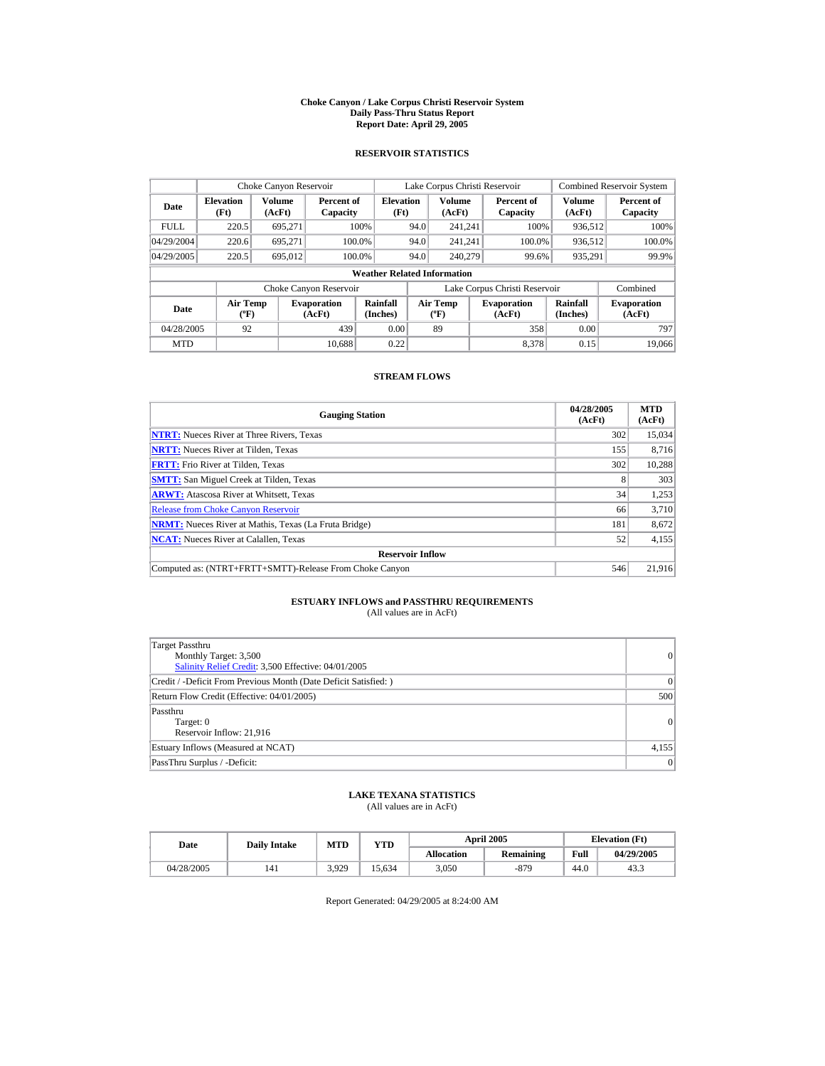# Choke Canyon / Lake Corpus Christi Reservoir System
## Daily Pass-Thru Status Report
## Report Date: April 29, 2005

### RESERVOIR STATISTICS

| Date | Choke Canyon Reservoir | | | Lake Corpus Christi Reservoir | | | Combined Reservoir System | |
|---|---|---|---|---|---|---|---|---|
| | Elevation (Ft) | Volume (AcFt) | Percent of Capacity | Elevation (Ft) | Volume (AcFt) | Percent of Capacity | Volume (AcFt) | Percent of Capacity |
| FULL | 220.5 | 695,271 | 100% | 94.0 | 241,241 | 100% | 936,512 | 100% |
| 04/29/2004 | 220.6 | 695,271 | 100.0% | 94.0 | 241,241 | 100.0% | 936,512 | 100.0% |
| 04/29/2005 | 220.5 | 695,012 | 100.0% | 94.0 | 240,279 | 99.6% | 935,291 | 99.9% |

**Weather Related Information**

| Date | Choke Canyon Reservoir | | | Lake Corpus Christi Reservoir | | | Combined |
|---|---|---|---|---|---|---|---|
| | Air Temp (ºF) | Evaporation (AcFt) | Rainfall (Inches) | Air Temp (ºF) | Evaporation (AcFt) | Rainfall (Inches) | Evaporation (AcFt) |
| 04/28/2005 | 92 | 439 | 0.00 | 89 | 358 | 0.00 | 797 |
| MTD | | 10,688 | 0.22 | | 8,378 | 0.15 | 19,066 |

### STREAM FLOWS

| Gauging Station | 04/28/2005 (AcFt) | MTD (AcFt) |
|---|---|---|
| **NTRT:** Nueces River at Three Rivers, Texas | 302 | 15,034 |
| **NRTT:** Nueces River at Tilden, Texas | 155 | 8,716 |
| **FRTT:** Frio River at Tilden, Texas | 302 | 10,288 |
| **SMTT:** San Miguel Creek at Tilden, Texas | 8 | 303 |
| **ARWT:** Atascosa River at Whitsett, Texas | 34 | 1,253 |
| Release from Choke Canyon Reservoir | 66 | 3,710 |
| **NRMT:** Nueces River at Mathis, Texas (La Fruta Bridge) | 181 | 8,672 |
| **NCAT:** Nueces River at Calallen, Texas | 52 | 4,155 |
| **Reservoir Inflow** | | |
| Computed as: (NTRT+FRTT+SMTT)-Release From Choke Canyon | 546 | 21,916 |

### ESTUARY INFLOWS and PASSTHRU REQUIREMENTS
(All values are in AcFt)

| | |
|---|---|
| Target Passthru<br>Monthly Target: 3,500<br>Salinity Relief Credit: 3,500 Effective: 04/01/2005 | 0 |
| Credit / -Deficit From Previous Month (Date Deficit Satisfied: ) | 0 |
| Return Flow Credit (Effective: 04/01/2005) | 500 |
| Passthru<br>Target: 0<br>Reservoir Inflow: 21,916 | 0 |
| Estuary Inflows (Measured at NCAT) | 4,155 |
| PassThru Surplus / -Deficit: | 0 |

### LAKE TEXANA STATISTICS
(All values are in AcFt)

| Date | Daily Intake | MTD | YTD | April 2005 | | Elevation (Ft) | |
|---|---|---|---|---|---|---|---|
| | | | | Allocation | Remaining | Full | 04/29/2005 |
| 04/28/2005 | 141 | 3,929 | 15,634 | 3,050 | -879 | 44.0 | 43.3 |

Report Generated: 04/29/2005 at 8:24:00 AM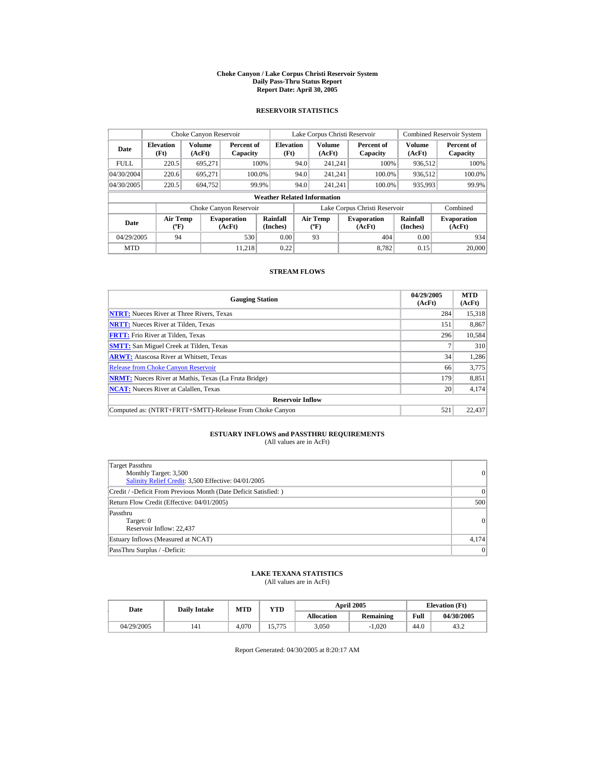**Choke Canyon / Lake Corpus Christi Reservoir System**
**Daily Pass-Thru Status Report**
**Report Date: April 30, 2005**

## RESERVOIR STATISTICS

| | Choke Canyon Reservoir | | | Lake Corpus Christi Reservoir | | | Combined Reservoir System | |
|---|---|---|---|---|---|---|---|---|
| Date | Elevation (Ft) | Volume (AcFt) | Percent of Capacity | Elevation (Ft) | Volume (AcFt) | Percent of Capacity | Volume (AcFt) | Percent of Capacity |
| FULL | 220.5 | 695,271 | 100% | 94.0 | 241,241 | 100% | 936,512 | 100% |
| 04/30/2004 | 220.6 | 695,271 | 100.0% | 94.0 | 241,241 | 100.0% | 936,512 | 100.0% |
| 04/30/2005 | 220.5 | 694,752 | 99.9% | 94.0 | 241,241 | 100.0% | 935,993 | 99.9% |

**Weather Related Information**

| | Choke Canyon Reservoir | | | Lake Corpus Christi Reservoir | | | Combined |
|---|---|---|---|---|---|---|---|
| Date | Air Temp (ºF) | Evaporation (AcFt) | Rainfall (Inches) | Air Temp (ºF) | Evaporation (AcFt) | Rainfall (Inches) | Evaporation (AcFt) |
| 04/29/2005 | 94 | 530 | 0.00 | 93 | 404 | 0.00 | 934 |
| MTD | | 11,218 | 0.22 | | 8,782 | 0.15 | 20,000 |

## STREAM FLOWS

| Gauging Station | 04/29/2005 (AcFt) | MTD (AcFt) |
|---|---|---|
| **NTRT:** Nueces River at Three Rivers, Texas | 284 | 15,318 |
| **NRTT:** Nueces River at Tilden, Texas | 151 | 8,867 |
| **FRTT:** Frio River at Tilden, Texas | 296 | 10,584 |
| **SMTT:** San Miguel Creek at Tilden, Texas | 7 | 310 |
| **ARWT:** Atascosa River at Whitsett, Texas | 34 | 1,286 |
| Release from Choke Canyon Reservoir | 66 | 3,775 |
| **NRMT:** Nueces River at Mathis, Texas (La Fruta Bridge) | 179 | 8,851 |
| **NCAT:** Nueces River at Calallen, Texas | 20 | 4,174 |
| **Reservoir Inflow** | | |
| Computed as: (NTRT+FRTT+SMTT)-Release From Choke Canyon | 521 | 22,437 |

## ESTUARY INFLOWS and PASSTHRU REQUIREMENTS

(All values are in AcFt)

| | |
|---|---|
| Target Passthru<br>Monthly Target: 3,500<br>Salinity Relief Credit: 3,500 Effective: 04/01/2005 | 0 |
| Credit / -Deficit From Previous Month (Date Deficit Satisfied: ) | 0 |
| Return Flow Credit (Effective: 04/01/2005) | 500 |
| Passthru<br>Target: 0<br>Reservoir Inflow: 22,437 | 0 |
| Estuary Inflows (Measured at NCAT) | 4,174 |
| PassThru Surplus / -Deficit: | 0 |

## LAKE TEXANA STATISTICS

(All values are in AcFt)

| Date | Daily Intake | MTD | YTD | April 2005 | | Elevation (Ft) | |
|---|---|---|---|---|---|---|---|
| | | | | Allocation | Remaining | Full | 04/30/2005 |
| 04/29/2005 | 141 | 4,070 | 15,775 | 3,050 | -1,020 | 44.0 | 43.2 |

Report Generated: 04/30/2005 at 8:20:17 AM